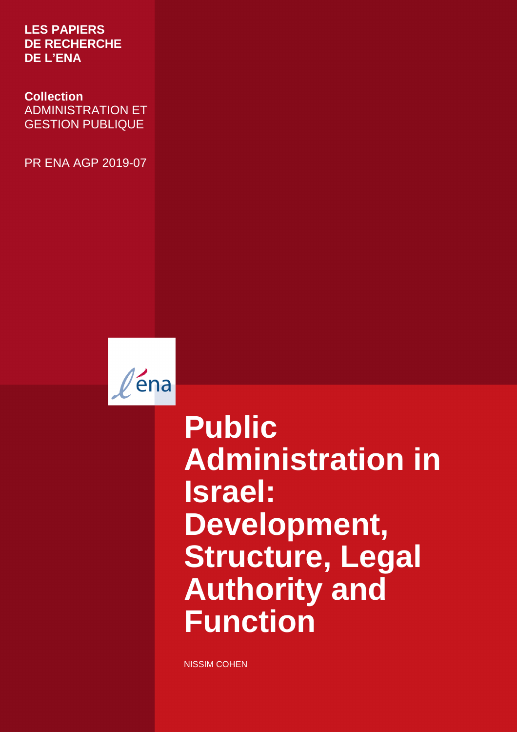**LES PAPIERS DE RECHERCHE DE L'ENA**

**Collection**
ADMINISTRATION ET GESTION PUBLIQUE

PR ENA AGP 2019-07

l'ena

# Public Administration in Israel: Development, Structure, Legal Authority and Function

NISSIM COHEN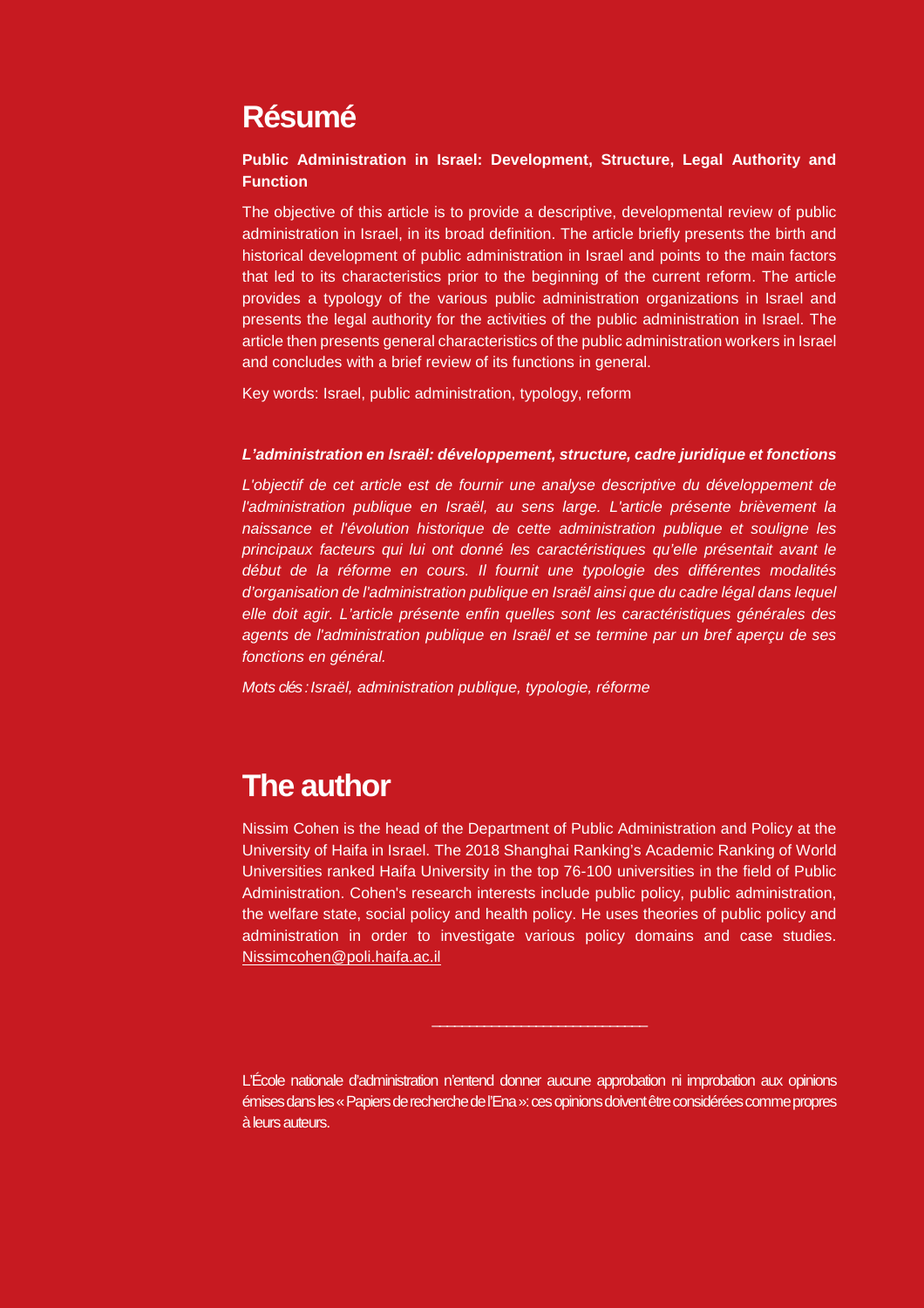# Résumé

**Public Administration in Israel: Development, Structure, Legal Authority and Function**

The objective of this article is to provide a descriptive, developmental review of public administration in Israel, in its broad definition. The article briefly presents the birth and historical development of public administration in Israel and points to the main factors that led to its characteristics prior to the beginning of the current reform. The article provides a typology of the various public administration organizations in Israel and presents the legal authority for the activities of the public administration in Israel. The article then presents general characteristics of the public administration workers in Israel and concludes with a brief review of its functions in general.

Key words: Israel, public administration, typology, reform

***L'administration en Israël: développement, structure, cadre juridique et fonctions***

*L'objectif de cet article est de fournir une analyse descriptive du développement de l'administration publique en Israël, au sens large. L'article présente brièvement la naissance et l'évolution historique de cette administration publique et souligne les principaux facteurs qui lui ont donné les caractéristiques qu'elle présentait avant le début de la réforme en cours. Il fournit une typologie des différentes modalités d'organisation de l'administration publique en Israël ainsi que du cadre légal dans lequel elle doit agir. L'article présente enfin quelles sont les caractéristiques générales des agents de l'administration publique en Israël et se termine par un bref aperçu de ses fonctions en général.*

*Mots clés : Israël, administration publique, typologie, réforme*

# The author

Nissim Cohen is the head of the Department of Public Administration and Policy at the University of Haifa in Israel. The 2018 Shanghai Ranking's Academic Ranking of World Universities ranked Haifa University in the top 76-100 universities in the field of Public Administration. Cohen's research interests include public policy, public administration, the welfare state, social policy and health policy. He uses theories of public policy and administration in order to investigate various policy domains and case studies. Nissimcohen@poli.haifa.ac.il

---

L'École nationale d'administration n'entend donner aucune approbation ni improbation aux opinions émises dans les « Papiers de recherche de l'Ena » : ces opinions doivent être considérées comme propres à leurs auteurs.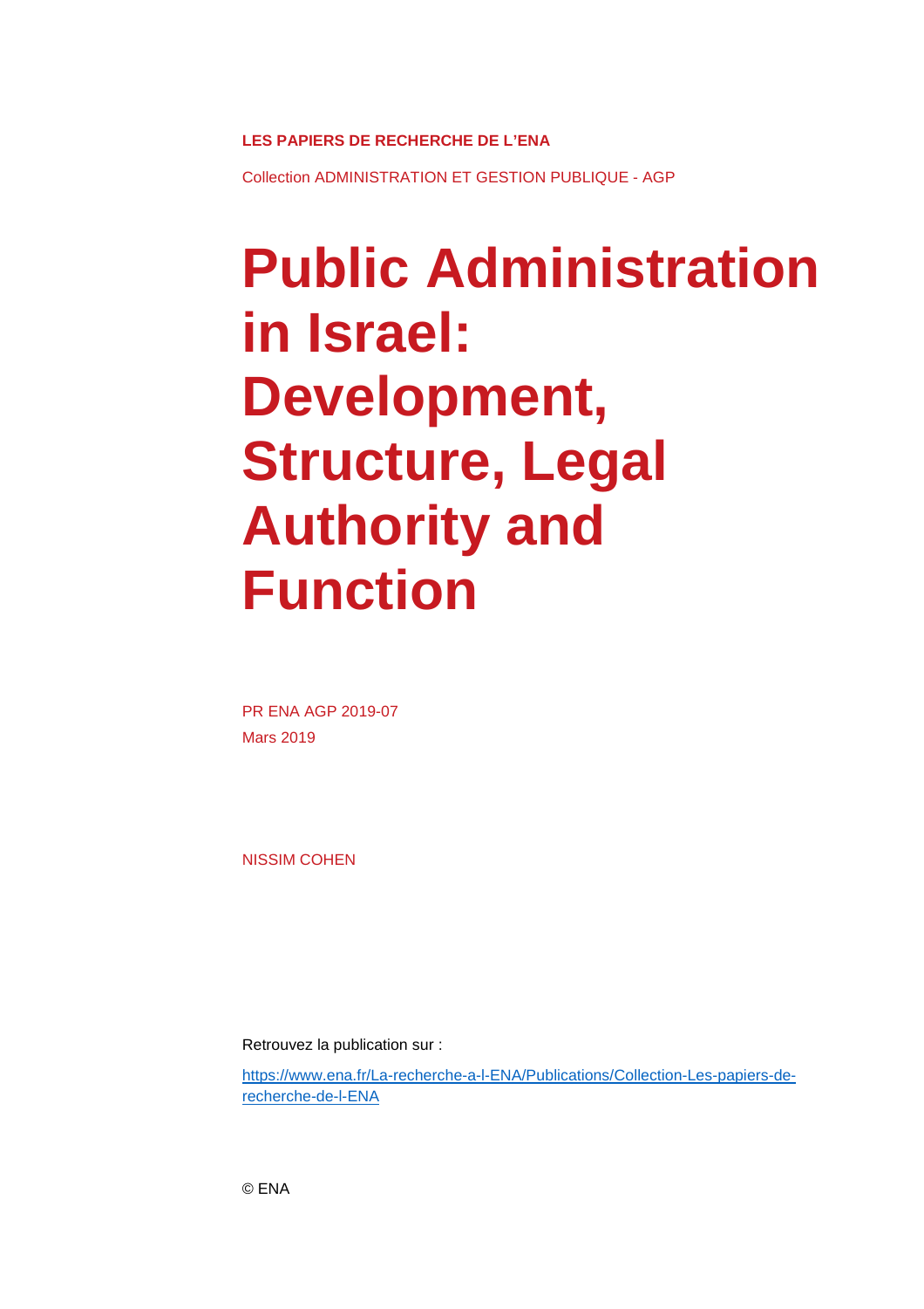**LES PAPIERS DE RECHERCHE DE L'ENA**

Collection ADMINISTRATION ET GESTION PUBLIQUE - AGP

# Public Administration in Israel: Development, Structure, Legal Authority and Function

PR ENA AGP 2019-07

Mars 2019

NISSIM COHEN

Retrouvez la publication sur :

https://www.ena.fr/La-recherche-a-l-ENA/Publications/Collection-Les-papiers-de-recherche-de-l-ENA

© ENA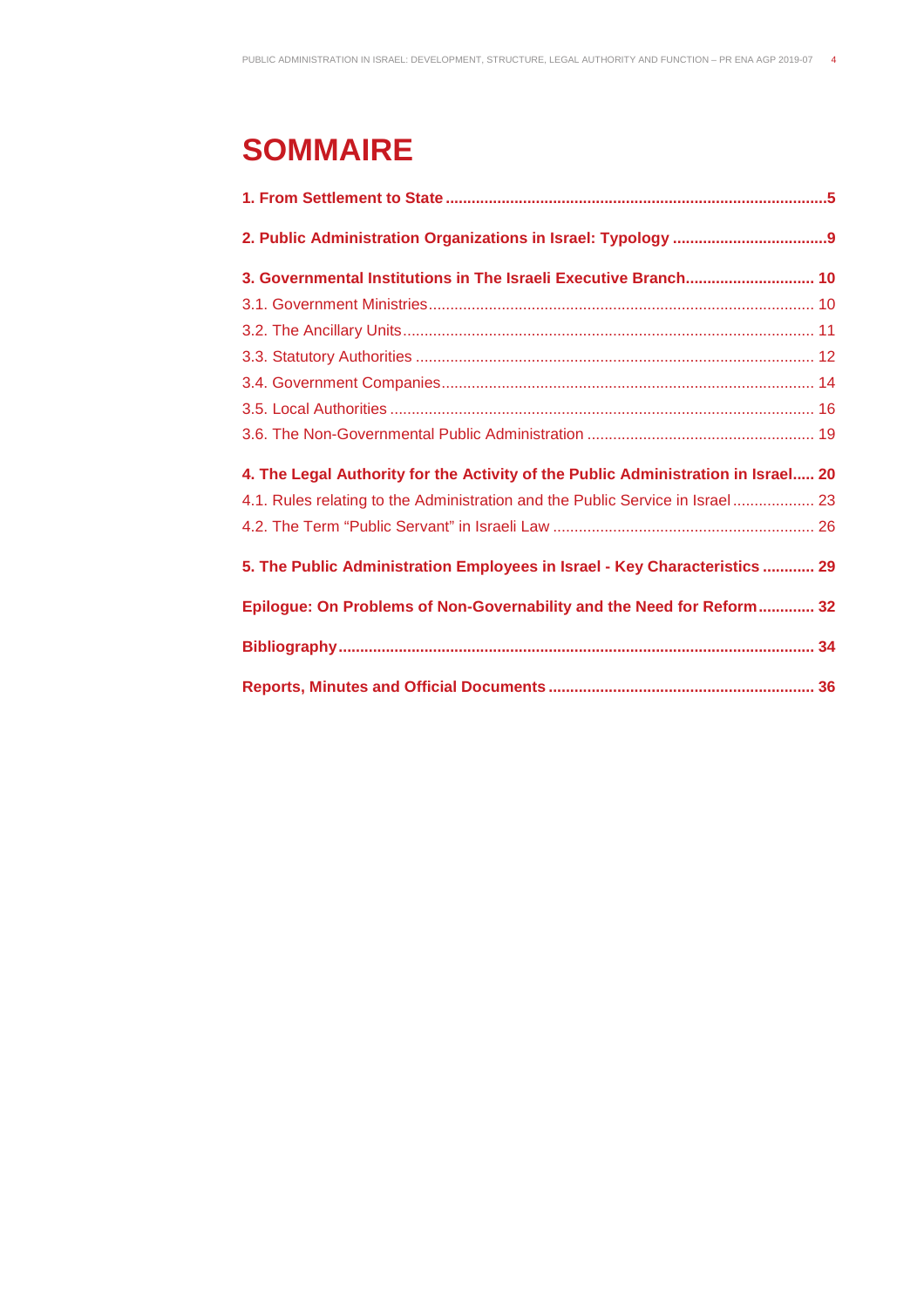# SOMMAIRE

**1. From Settlement to State** .......... 5

**2. Public Administration Organizations in Israel: Typology** .......... 9

**3. Governmental Institutions in The Israeli Executive Branch** .......... 10

3.1. Government Ministries .......... 10

3.2. The Ancillary Units .......... 11

3.3. Statutory Authorities .......... 12

3.4. Government Companies .......... 14

3.5. Local Authorities .......... 16

3.6. The Non-Governmental Public Administration .......... 19

**4. The Legal Authority for the Activity of the Public Administration in Israel** .......... 20

4.1. Rules relating to the Administration and the Public Service in Israel .......... 23

4.2. The Term "Public Servant" in Israeli Law .......... 26

**5. The Public Administration Employees in Israel - Key Characteristics** .......... 29

**Epilogue: On Problems of Non-Governability and the Need for Reform** .......... 32

**Bibliography** .......... 34

**Reports, Minutes and Official Documents** .......... 36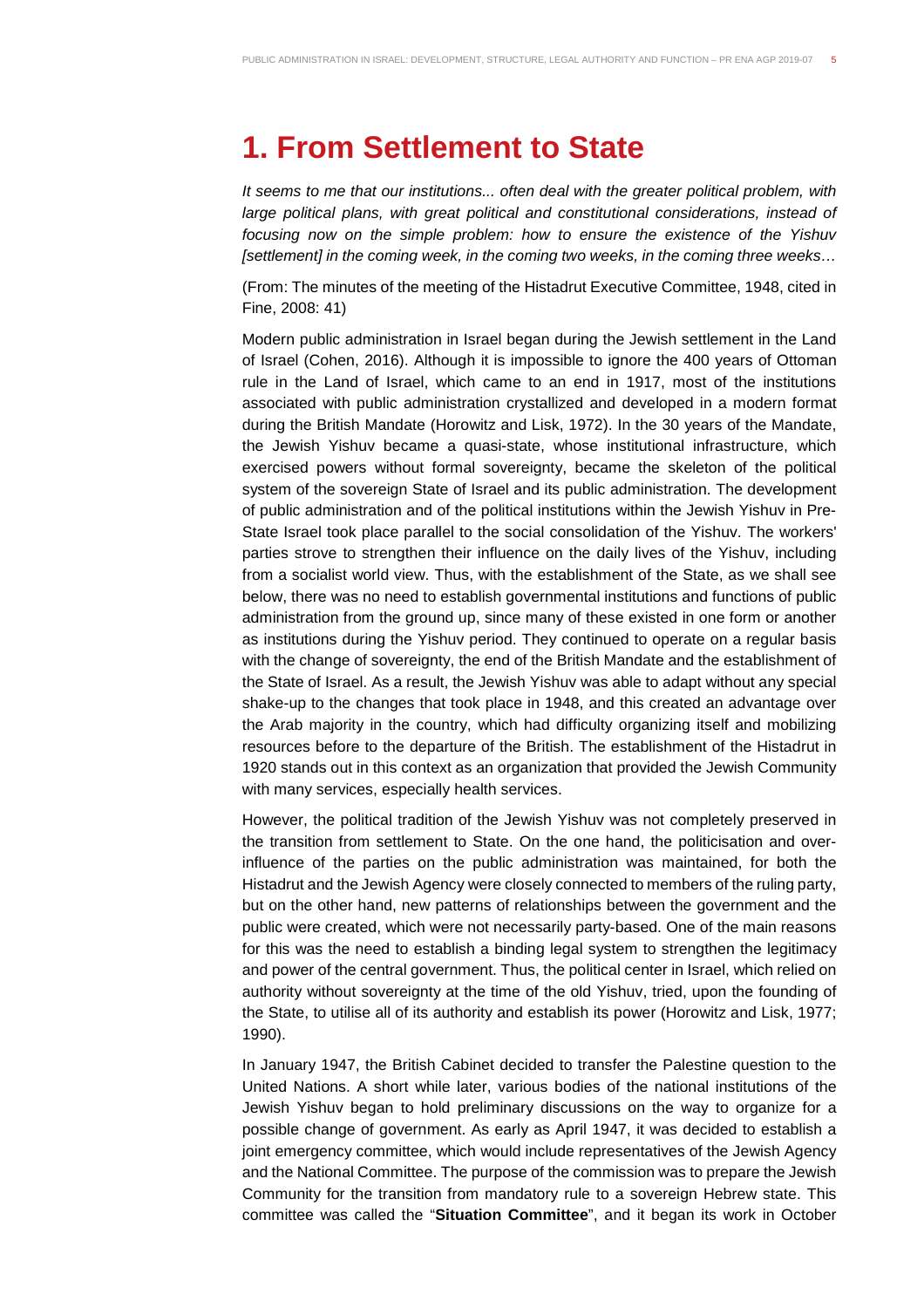# 1. From Settlement to State

*It seems to me that our institutions... often deal with the greater political problem, with large political plans, with great political and constitutional considerations, instead of focusing now on the simple problem: how to ensure the existence of the Yishuv [settlement] in the coming week, in the coming two weeks, in the coming three weeks…*

(From: The minutes of the meeting of the Histadrut Executive Committee, 1948, cited in Fine, 2008: 41)

Modern public administration in Israel began during the Jewish settlement in the Land of Israel (Cohen, 2016). Although it is impossible to ignore the 400 years of Ottoman rule in the Land of Israel, which came to an end in 1917, most of the institutions associated with public administration crystallized and developed in a modern format during the British Mandate (Horowitz and Lisk, 1972). In the 30 years of the Mandate, the Jewish Yishuv became a quasi-state, whose institutional infrastructure, which exercised powers without formal sovereignty, became the skeleton of the political system of the sovereign State of Israel and its public administration. The development of public administration and of the political institutions within the Jewish Yishuv in Pre-State Israel took place parallel to the social consolidation of the Yishuv. The workers' parties strove to strengthen their influence on the daily lives of the Yishuv, including from a socialist world view. Thus, with the establishment of the State, as we shall see below, there was no need to establish governmental institutions and functions of public administration from the ground up, since many of these existed in one form or another as institutions during the Yishuv period. They continued to operate on a regular basis with the change of sovereignty, the end of the British Mandate and the establishment of the State of Israel. As a result, the Jewish Yishuv was able to adapt without any special shake-up to the changes that took place in 1948, and this created an advantage over the Arab majority in the country, which had difficulty organizing itself and mobilizing resources before to the departure of the British. The establishment of the Histadrut in 1920 stands out in this context as an organization that provided the Jewish Community with many services, especially health services.

However, the political tradition of the Jewish Yishuv was not completely preserved in the transition from settlement to State. On the one hand, the politicisation and over-influence of the parties on the public administration was maintained, for both the Histadrut and the Jewish Agency were closely connected to members of the ruling party, but on the other hand, new patterns of relationships between the government and the public were created, which were not necessarily party-based. One of the main reasons for this was the need to establish a binding legal system to strengthen the legitimacy and power of the central government. Thus, the political center in Israel, which relied on authority without sovereignty at the time of the old Yishuv, tried, upon the founding of the State, to utilise all of its authority and establish its power (Horowitz and Lisk, 1977; 1990).

In January 1947, the British Cabinet decided to transfer the Palestine question to the United Nations. A short while later, various bodies of the national institutions of the Jewish Yishuv began to hold preliminary discussions on the way to organize for a possible change of government. As early as April 1947, it was decided to establish a joint emergency committee, which would include representatives of the Jewish Agency and the National Committee. The purpose of the commission was to prepare the Jewish Community for the transition from mandatory rule to a sovereign Hebrew state. This committee was called the "**Situation Committee**", and it began its work in October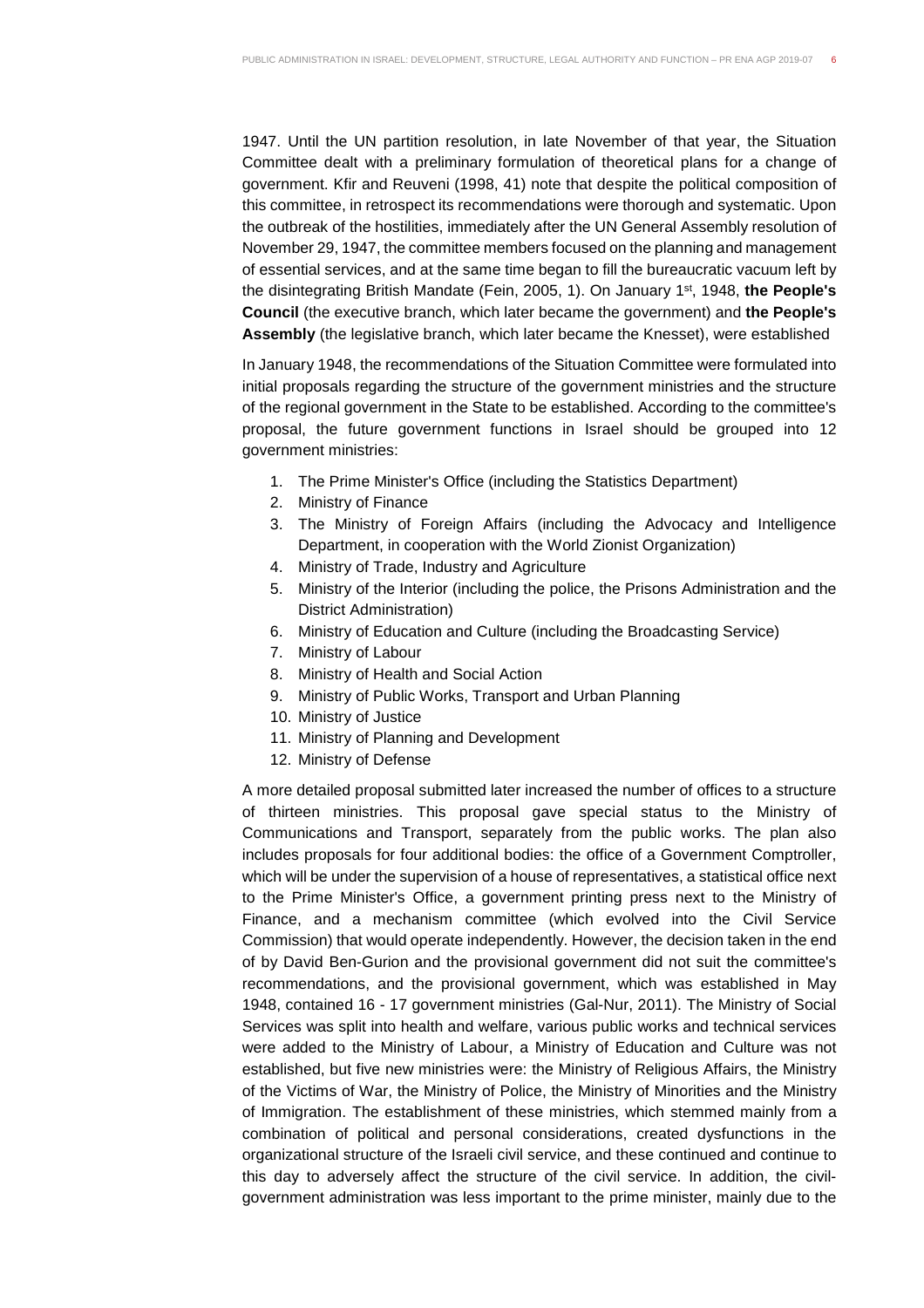1947. Until the UN partition resolution, in late November of that year, the Situation Committee dealt with a preliminary formulation of theoretical plans for a change of government. Kfir and Reuveni (1998, 41) note that despite the political composition of this committee, in retrospect its recommendations were thorough and systematic. Upon the outbreak of the hostilities, immediately after the UN General Assembly resolution of November 29, 1947, the committee members focused on the planning and management of essential services, and at the same time began to fill the bureaucratic vacuum left by the disintegrating British Mandate (Fein, 2005, 1). On January 1st, 1948, **the People's Council** (the executive branch, which later became the government) and **the People's Assembly** (the legislative branch, which later became the Knesset), were established

In January 1948, the recommendations of the Situation Committee were formulated into initial proposals regarding the structure of the government ministries and the structure of the regional government in the State to be established. According to the committee's proposal, the future government functions in Israel should be grouped into 12 government ministries:

1. The Prime Minister's Office (including the Statistics Department)
2. Ministry of Finance
3. The Ministry of Foreign Affairs (including the Advocacy and Intelligence Department, in cooperation with the World Zionist Organization)
4. Ministry of Trade, Industry and Agriculture
5. Ministry of the Interior (including the police, the Prisons Administration and the District Administration)
6. Ministry of Education and Culture (including the Broadcasting Service)
7. Ministry of Labour
8. Ministry of Health and Social Action
9. Ministry of Public Works, Transport and Urban Planning
10. Ministry of Justice
11. Ministry of Planning and Development
12. Ministry of Defense

A more detailed proposal submitted later increased the number of offices to a structure of thirteen ministries. This proposal gave special status to the Ministry of Communications and Transport, separately from the public works. The plan also includes proposals for four additional bodies: the office of a Government Comptroller, which will be under the supervision of a house of representatives, a statistical office next to the Prime Minister's Office, a government printing press next to the Ministry of Finance, and a mechanism committee (which evolved into the Civil Service Commission) that would operate independently. However, the decision taken in the end of by David Ben-Gurion and the provisional government did not suit the committee's recommendations, and the provisional government, which was established in May 1948, contained 16 - 17 government ministries (Gal-Nur, 2011). The Ministry of Social Services was split into health and welfare, various public works and technical services were added to the Ministry of Labour, a Ministry of Education and Culture was not established, but five new ministries were: the Ministry of Religious Affairs, the Ministry of the Victims of War, the Ministry of Police, the Ministry of Minorities and the Ministry of Immigration. The establishment of these ministries, which stemmed mainly from a combination of political and personal considerations, created dysfunctions in the organizational structure of the Israeli civil service, and these continued and continue to this day to adversely affect the structure of the civil service. In addition, the civil-government administration was less important to the prime minister, mainly due to the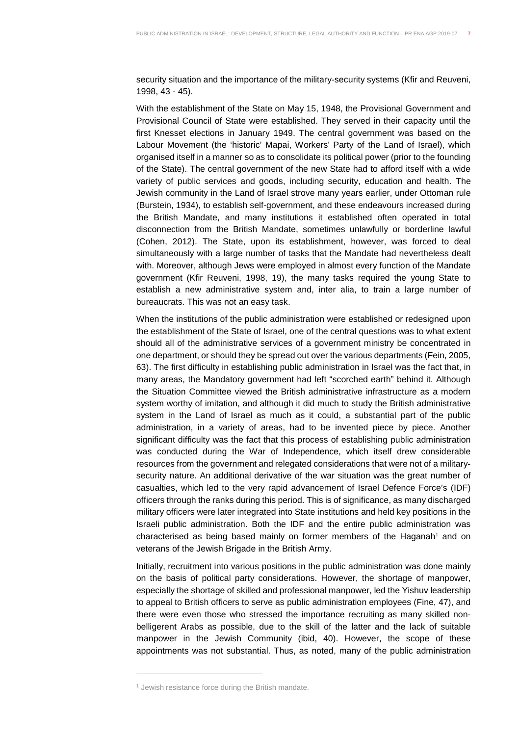security situation and the importance of the military-security systems (Kfir and Reuveni, 1998, 43 - 45).

With the establishment of the State on May 15, 1948, the Provisional Government and Provisional Council of State were established. They served in their capacity until the first Knesset elections in January 1949. The central government was based on the Labour Movement (the 'historic' Mapai, Workers' Party of the Land of Israel), which organised itself in a manner so as to consolidate its political power (prior to the founding of the State). The central government of the new State had to afford itself with a wide variety of public services and goods, including security, education and health. The Jewish community in the Land of Israel strove many years earlier, under Ottoman rule (Burstein, 1934), to establish self-government, and these endeavours increased during the British Mandate, and many institutions it established often operated in total disconnection from the British Mandate, sometimes unlawfully or borderline lawful (Cohen, 2012). The State, upon its establishment, however, was forced to deal simultaneously with a large number of tasks that the Mandate had nevertheless dealt with. Moreover, although Jews were employed in almost every function of the Mandate government (Kfir Reuveni, 1998, 19), the many tasks required the young State to establish a new administrative system and, inter alia, to train a large number of bureaucrats. This was not an easy task.

When the institutions of the public administration were established or redesigned upon the establishment of the State of Israel, one of the central questions was to what extent should all of the administrative services of a government ministry be concentrated in one department, or should they be spread out over the various departments (Fein, 2005, 63). The first difficulty in establishing public administration in Israel was the fact that, in many areas, the Mandatory government had left "scorched earth" behind it. Although the Situation Committee viewed the British administrative infrastructure as a modern system worthy of imitation, and although it did much to study the British administrative system in the Land of Israel as much as it could, a substantial part of the public administration, in a variety of areas, had to be invented piece by piece. Another significant difficulty was the fact that this process of establishing public administration was conducted during the War of Independence, which itself drew considerable resources from the government and relegated considerations that were not of a military-security nature. An additional derivative of the war situation was the great number of casualties, which led to the very rapid advancement of Israel Defence Force's (IDF) officers through the ranks during this period. This is of significance, as many discharged military officers were later integrated into State institutions and held key positions in the Israeli public administration. Both the IDF and the entire public administration was characterised as being based mainly on former members of the Haganah[1] and on veterans of the Jewish Brigade in the British Army.

Initially, recruitment into various positions in the public administration was done mainly on the basis of political party considerations. However, the shortage of manpower, especially the shortage of skilled and professional manpower, led the Yishuv leadership to appeal to British officers to serve as public administration employees (Fine, 47), and there were even those who stressed the importance recruiting as many skilled non-belligerent Arabs as possible, due to the skill of the latter and the lack of suitable manpower in the Jewish Community (ibid, 40). However, the scope of these appointments was not substantial. Thus, as noted, many of the public administration

---

[1] Jewish resistance force during the British mandate.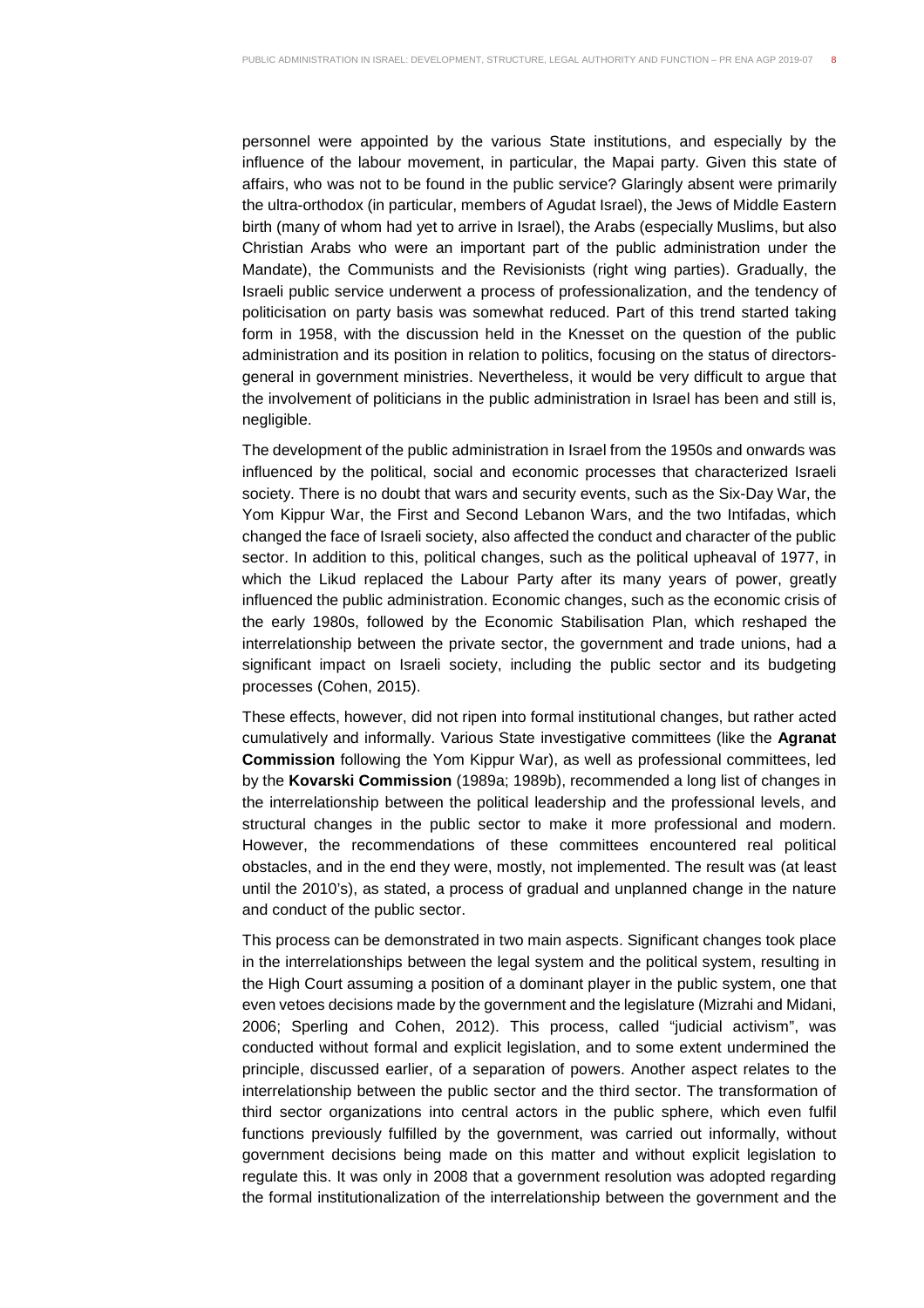personnel were appointed by the various State institutions, and especially by the influence of the labour movement, in particular, the Mapai party. Given this state of affairs, who was not to be found in the public service? Glaringly absent were primarily the ultra-orthodox (in particular, members of Agudat Israel), the Jews of Middle Eastern birth (many of whom had yet to arrive in Israel), the Arabs (especially Muslims, but also Christian Arabs who were an important part of the public administration under the Mandate), the Communists and the Revisionists (right wing parties). Gradually, the Israeli public service underwent a process of professionalization, and the tendency of politicisation on party basis was somewhat reduced. Part of this trend started taking form in 1958, with the discussion held in the Knesset on the question of the public administration and its position in relation to politics, focusing on the status of directors-general in government ministries. Nevertheless, it would be very difficult to argue that the involvement of politicians in the public administration in Israel has been and still is, negligible.

The development of the public administration in Israel from the 1950s and onwards was influenced by the political, social and economic processes that characterized Israeli society. There is no doubt that wars and security events, such as the Six-Day War, the Yom Kippur War, the First and Second Lebanon Wars, and the two Intifadas, which changed the face of Israeli society, also affected the conduct and character of the public sector. In addition to this, political changes, such as the political upheaval of 1977, in which the Likud replaced the Labour Party after its many years of power, greatly influenced the public administration. Economic changes, such as the economic crisis of the early 1980s, followed by the Economic Stabilisation Plan, which reshaped the interrelationship between the private sector, the government and trade unions, had a significant impact on Israeli society, including the public sector and its budgeting processes (Cohen, 2015).

These effects, however, did not ripen into formal institutional changes, but rather acted cumulatively and informally. Various State investigative committees (like the **Agranat Commission** following the Yom Kippur War), as well as professional committees, led by the **Kovarski Commission** (1989a; 1989b), recommended a long list of changes in the interrelationship between the political leadership and the professional levels, and structural changes in the public sector to make it more professional and modern. However, the recommendations of these committees encountered real political obstacles, and in the end they were, mostly, not implemented. The result was (at least until the 2010's), as stated, a process of gradual and unplanned change in the nature and conduct of the public sector.

This process can be demonstrated in two main aspects. Significant changes took place in the interrelationships between the legal system and the political system, resulting in the High Court assuming a position of a dominant player in the public system, one that even vetoes decisions made by the government and the legislature (Mizrahi and Midani, 2006; Sperling and Cohen, 2012). This process, called "judicial activism", was conducted without formal and explicit legislation, and to some extent undermined the principle, discussed earlier, of a separation of powers. Another aspect relates to the interrelationship between the public sector and the third sector. The transformation of third sector organizations into central actors in the public sphere, which even fulfil functions previously fulfilled by the government, was carried out informally, without government decisions being made on this matter and without explicit legislation to regulate this. It was only in 2008 that a government resolution was adopted regarding the formal institutionalization of the interrelationship between the government and the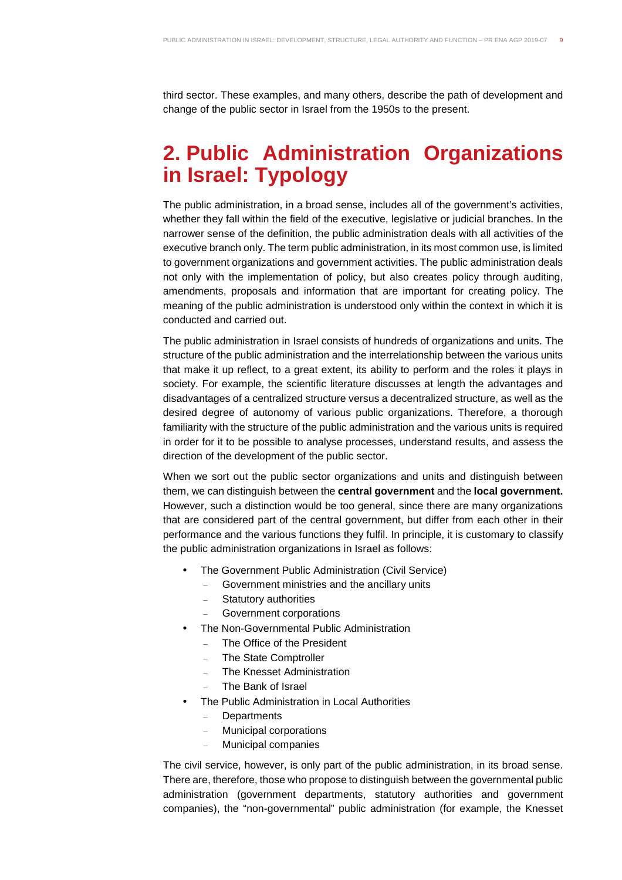third sector. These examples, and many others, describe the path of development and change of the public sector in Israel from the 1950s to the present.

# 2. Public Administration Organizations in Israel: Typology

The public administration, in a broad sense, includes all of the government's activities, whether they fall within the field of the executive, legislative or judicial branches. In the narrower sense of the definition, the public administration deals with all activities of the executive branch only. The term public administration, in its most common use, is limited to government organizations and government activities. The public administration deals not only with the implementation of policy, but also creates policy through auditing, amendments, proposals and information that are important for creating policy. The meaning of the public administration is understood only within the context in which it is conducted and carried out.

The public administration in Israel consists of hundreds of organizations and units. The structure of the public administration and the interrelationship between the various units that make it up reflect, to a great extent, its ability to perform and the roles it plays in society. For example, the scientific literature discusses at length the advantages and disadvantages of a centralized structure versus a decentralized structure, as well as the desired degree of autonomy of various public organizations. Therefore, a thorough familiarity with the structure of the public administration and the various units is required in order for it to be possible to analyse processes, understand results, and assess the direction of the development of the public sector.

When we sort out the public sector organizations and units and distinguish between them, we can distinguish between the **central government** and the **local government.** However, such a distinction would be too general, since there are many organizations that are considered part of the central government, but differ from each other in their performance and the various functions they fulfil. In principle, it is customary to classify the public administration organizations in Israel as follows:

- The Government Public Administration (Civil Service)
  - Government ministries and the ancillary units
  - Statutory authorities
  - Government corporations
- The Non-Governmental Public Administration
  - The Office of the President
  - The State Comptroller
  - The Knesset Administration
  - The Bank of Israel
- The Public Administration in Local Authorities
  - Departments
  - Municipal corporations
  - Municipal companies

The civil service, however, is only part of the public administration, in its broad sense. There are, therefore, those who propose to distinguish between the governmental public administration (government departments, statutory authorities and government companies), the "non-governmental" public administration (for example, the Knesset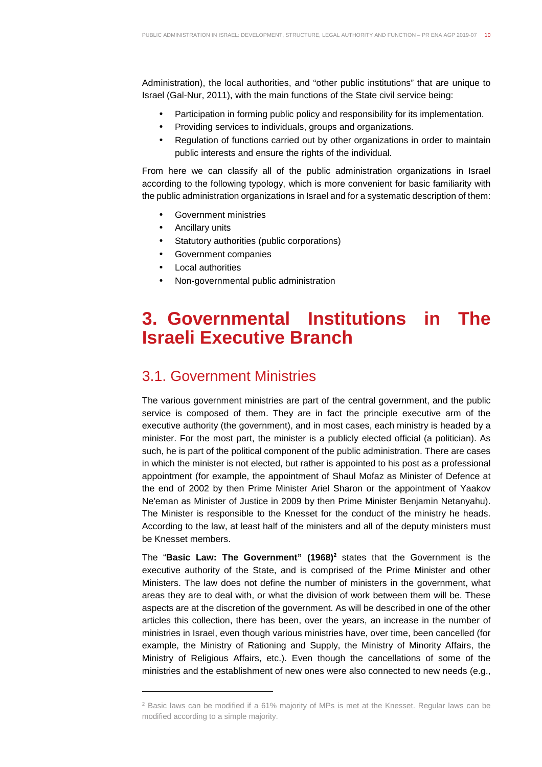Administration), the local authorities, and "other public institutions" that are unique to Israel (Gal-Nur, 2011), with the main functions of the State civil service being:

- Participation in forming public policy and responsibility for its implementation.
- Providing services to individuals, groups and organizations.
- Regulation of functions carried out by other organizations in order to maintain public interests and ensure the rights of the individual.

From here we can classify all of the public administration organizations in Israel according to the following typology, which is more convenient for basic familiarity with the public administration organizations in Israel and for a systematic description of them:

- Government ministries
- Ancillary units
- Statutory authorities (public corporations)
- Government companies
- Local authorities
- Non-governmental public administration

# 3. Governmental Institutions in The Israeli Executive Branch

## 3.1. Government Ministries

The various government ministries are part of the central government, and the public service is composed of them. They are in fact the principle executive arm of the executive authority (the government), and in most cases, each ministry is headed by a minister. For the most part, the minister is a publicly elected official (a politician). As such, he is part of the political component of the public administration. There are cases in which the minister is not elected, but rather is appointed to his post as a professional appointment (for example, the appointment of Shaul Mofaz as Minister of Defence at the end of 2002 by then Prime Minister Ariel Sharon or the appointment of Yaakov Ne'eman as Minister of Justice in 2009 by then Prime Minister Benjamin Netanyahu). The Minister is responsible to the Knesset for the conduct of the ministry he heads. According to the law, at least half of the ministers and all of the deputy ministers must be Knesset members.

The "**Basic Law: The Government" (1968)**[2] states that the Government is the executive authority of the State, and is comprised of the Prime Minister and other Ministers. The law does not define the number of ministers in the government, what areas they are to deal with, or what the division of work between them will be. These aspects are at the discretion of the government. As will be described in one of the other articles this collection, there has been, over the years, an increase in the number of ministries in Israel, even though various ministries have, over time, been cancelled (for example, the Ministry of Rationing and Supply, the Ministry of Minority Affairs, the Ministry of Religious Affairs, etc.). Even though the cancellations of some of the ministries and the establishment of new ones were also connected to new needs (e.g.,

[2] Basic laws can be modified if a 61% majority of MPs is met at the Knesset. Regular laws can be modified according to a simple majority.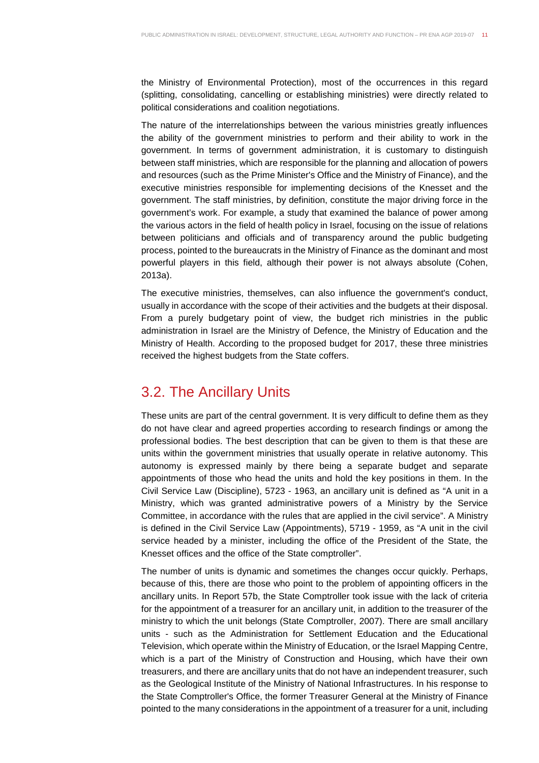the Ministry of Environmental Protection), most of the occurrences in this regard (splitting, consolidating, cancelling or establishing ministries) were directly related to political considerations and coalition negotiations.

The nature of the interrelationships between the various ministries greatly influences the ability of the government ministries to perform and their ability to work in the government. In terms of government administration, it is customary to distinguish between staff ministries, which are responsible for the planning and allocation of powers and resources (such as the Prime Minister's Office and the Ministry of Finance), and the executive ministries responsible for implementing decisions of the Knesset and the government. The staff ministries, by definition, constitute the major driving force in the government's work. For example, a study that examined the balance of power among the various actors in the field of health policy in Israel, focusing on the issue of relations between politicians and officials and of transparency around the public budgeting process, pointed to the bureaucrats in the Ministry of Finance as the dominant and most powerful players in this field, although their power is not always absolute (Cohen, 2013a).

The executive ministries, themselves, can also influence the government's conduct, usually in accordance with the scope of their activities and the budgets at their disposal. From a purely budgetary point of view, the budget rich ministries in the public administration in Israel are the Ministry of Defence, the Ministry of Education and the Ministry of Health. According to the proposed budget for 2017, these three ministries received the highest budgets from the State coffers.

## 3.2. The Ancillary Units

These units are part of the central government. It is very difficult to define them as they do not have clear and agreed properties according to research findings or among the professional bodies. The best description that can be given to them is that these are units within the government ministries that usually operate in relative autonomy. This autonomy is expressed mainly by there being a separate budget and separate appointments of those who head the units and hold the key positions in them. In the Civil Service Law (Discipline), 5723 - 1963, an ancillary unit is defined as "A unit in a Ministry, which was granted administrative powers of a Ministry by the Service Committee, in accordance with the rules that are applied in the civil service". A Ministry is defined in the Civil Service Law (Appointments), 5719 - 1959, as "A unit in the civil service headed by a minister, including the office of the President of the State, the Knesset offices and the office of the State comptroller".

The number of units is dynamic and sometimes the changes occur quickly. Perhaps, because of this, there are those who point to the problem of appointing officers in the ancillary units. In Report 57b, the State Comptroller took issue with the lack of criteria for the appointment of a treasurer for an ancillary unit, in addition to the treasurer of the ministry to which the unit belongs (State Comptroller, 2007). There are small ancillary units - such as the Administration for Settlement Education and the Educational Television, which operate within the Ministry of Education, or the Israel Mapping Centre, which is a part of the Ministry of Construction and Housing, which have their own treasurers, and there are ancillary units that do not have an independent treasurer, such as the Geological Institute of the Ministry of National Infrastructures. In his response to the State Comptroller's Office, the former Treasurer General at the Ministry of Finance pointed to the many considerations in the appointment of a treasurer for a unit, including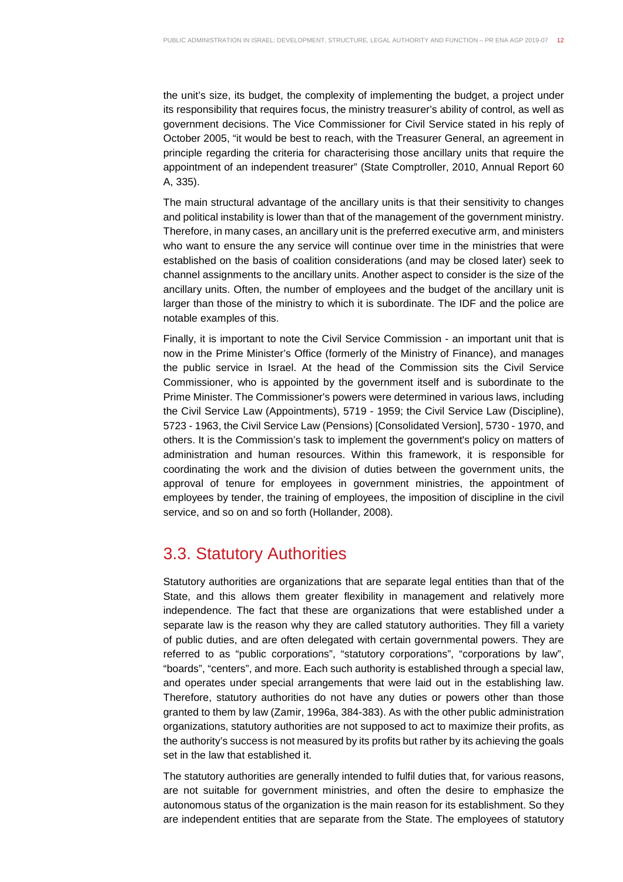the unit's size, its budget, the complexity of implementing the budget, a project under its responsibility that requires focus, the ministry treasurer's ability of control, as well as government decisions. The Vice Commissioner for Civil Service stated in his reply of October 2005, "it would be best to reach, with the Treasurer General, an agreement in principle regarding the criteria for characterising those ancillary units that require the appointment of an independent treasurer" (State Comptroller, 2010, Annual Report 60 A, 335).

The main structural advantage of the ancillary units is that their sensitivity to changes and political instability is lower than that of the management of the government ministry. Therefore, in many cases, an ancillary unit is the preferred executive arm, and ministers who want to ensure the any service will continue over time in the ministries that were established on the basis of coalition considerations (and may be closed later) seek to channel assignments to the ancillary units. Another aspect to consider is the size of the ancillary units. Often, the number of employees and the budget of the ancillary unit is larger than those of the ministry to which it is subordinate. The IDF and the police are notable examples of this.

Finally, it is important to note the Civil Service Commission - an important unit that is now in the Prime Minister's Office (formerly of the Ministry of Finance), and manages the public service in Israel. At the head of the Commission sits the Civil Service Commissioner, who is appointed by the government itself and is subordinate to the Prime Minister. The Commissioner's powers were determined in various laws, including the Civil Service Law (Appointments), 5719 - 1959; the Civil Service Law (Discipline), 5723 - 1963, the Civil Service Law (Pensions) [Consolidated Version], 5730 - 1970, and others. It is the Commission's task to implement the government's policy on matters of administration and human resources. Within this framework, it is responsible for coordinating the work and the division of duties between the government units, the approval of tenure for employees in government ministries, the appointment of employees by tender, the training of employees, the imposition of discipline in the civil service, and so on and so forth (Hollander, 2008).

## 3.3. Statutory Authorities

Statutory authorities are organizations that are separate legal entities than that of the State, and this allows them greater flexibility in management and relatively more independence. The fact that these are organizations that were established under a separate law is the reason why they are called statutory authorities. They fill a variety of public duties, and are often delegated with certain governmental powers. They are referred to as "public corporations", "statutory corporations", "corporations by law", "boards", "centers", and more. Each such authority is established through a special law, and operates under special arrangements that were laid out in the establishing law. Therefore, statutory authorities do not have any duties or powers other than those granted to them by law (Zamir, 1996a, 384-383). As with the other public administration organizations, statutory authorities are not supposed to act to maximize their profits, as the authority's success is not measured by its profits but rather by its achieving the goals set in the law that established it.

The statutory authorities are generally intended to fulfil duties that, for various reasons, are not suitable for government ministries, and often the desire to emphasize the autonomous status of the organization is the main reason for its establishment. So they are independent entities that are separate from the State. The employees of statutory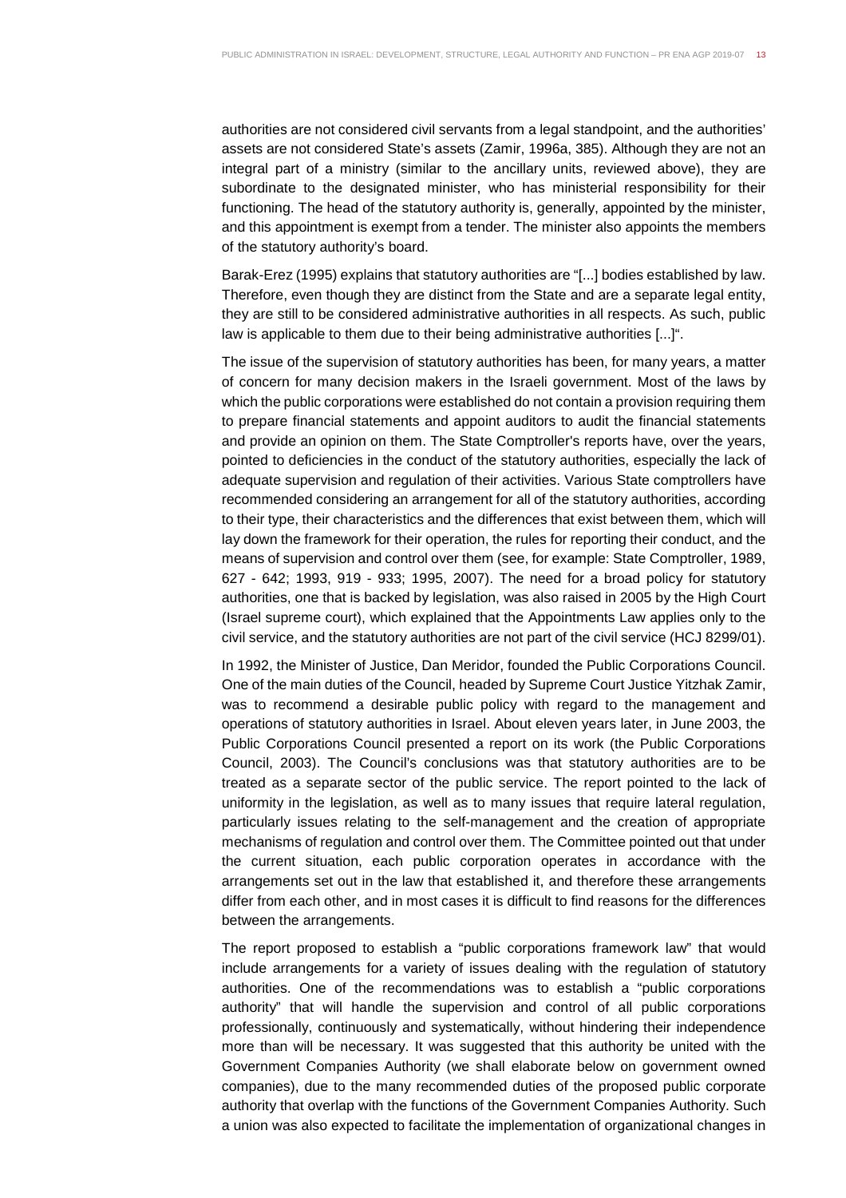authorities are not considered civil servants from a legal standpoint, and the authorities' assets are not considered State's assets (Zamir, 1996a, 385). Although they are not an integral part of a ministry (similar to the ancillary units, reviewed above), they are subordinate to the designated minister, who has ministerial responsibility for their functioning. The head of the statutory authority is, generally, appointed by the minister, and this appointment is exempt from a tender. The minister also appoints the members of the statutory authority's board.

Barak-Erez (1995) explains that statutory authorities are "[...] bodies established by law. Therefore, even though they are distinct from the State and are a separate legal entity, they are still to be considered administrative authorities in all respects. As such, public law is applicable to them due to their being administrative authorities [...]".

The issue of the supervision of statutory authorities has been, for many years, a matter of concern for many decision makers in the Israeli government. Most of the laws by which the public corporations were established do not contain a provision requiring them to prepare financial statements and appoint auditors to audit the financial statements and provide an opinion on them. The State Comptroller's reports have, over the years, pointed to deficiencies in the conduct of the statutory authorities, especially the lack of adequate supervision and regulation of their activities. Various State comptrollers have recommended considering an arrangement for all of the statutory authorities, according to their type, their characteristics and the differences that exist between them, which will lay down the framework for their operation, the rules for reporting their conduct, and the means of supervision and control over them (see, for example: State Comptroller, 1989, 627 - 642; 1993, 919 - 933; 1995, 2007). The need for a broad policy for statutory authorities, one that is backed by legislation, was also raised in 2005 by the High Court (Israel supreme court), which explained that the Appointments Law applies only to the civil service, and the statutory authorities are not part of the civil service (HCJ 8299/01).

In 1992, the Minister of Justice, Dan Meridor, founded the Public Corporations Council. One of the main duties of the Council, headed by Supreme Court Justice Yitzhak Zamir, was to recommend a desirable public policy with regard to the management and operations of statutory authorities in Israel. About eleven years later, in June 2003, the Public Corporations Council presented a report on its work (the Public Corporations Council, 2003). The Council's conclusions was that statutory authorities are to be treated as a separate sector of the public service. The report pointed to the lack of uniformity in the legislation, as well as to many issues that require lateral regulation, particularly issues relating to the self-management and the creation of appropriate mechanisms of regulation and control over them. The Committee pointed out that under the current situation, each public corporation operates in accordance with the arrangements set out in the law that established it, and therefore these arrangements differ from each other, and in most cases it is difficult to find reasons for the differences between the arrangements.

The report proposed to establish a "public corporations framework law" that would include arrangements for a variety of issues dealing with the regulation of statutory authorities. One of the recommendations was to establish a "public corporations authority" that will handle the supervision and control of all public corporations professionally, continuously and systematically, without hindering their independence more than will be necessary. It was suggested that this authority be united with the Government Companies Authority (we shall elaborate below on government owned companies), due to the many recommended duties of the proposed public corporate authority that overlap with the functions of the Government Companies Authority. Such a union was also expected to facilitate the implementation of organizational changes in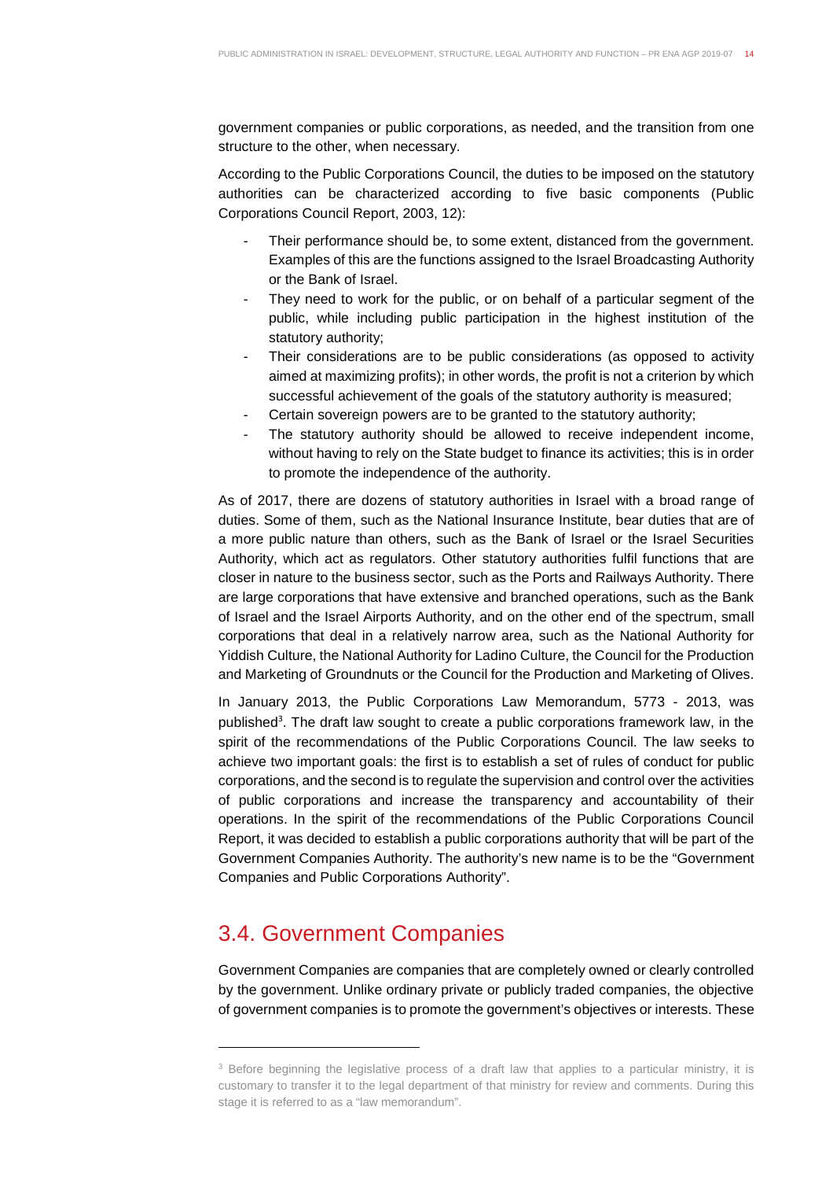government companies or public corporations, as needed, and the transition from one structure to the other, when necessary.

According to the Public Corporations Council, the duties to be imposed on the statutory authorities can be characterized according to five basic components (Public Corporations Council Report, 2003, 12):

- Their performance should be, to some extent, distanced from the government. Examples of this are the functions assigned to the Israel Broadcasting Authority or the Bank of Israel.
- They need to work for the public, or on behalf of a particular segment of the public, while including public participation in the highest institution of the statutory authority;
- Their considerations are to be public considerations (as opposed to activity aimed at maximizing profits); in other words, the profit is not a criterion by which successful achievement of the goals of the statutory authority is measured;
- Certain sovereign powers are to be granted to the statutory authority;
- The statutory authority should be allowed to receive independent income, without having to rely on the State budget to finance its activities; this is in order to promote the independence of the authority.

As of 2017, there are dozens of statutory authorities in Israel with a broad range of duties. Some of them, such as the National Insurance Institute, bear duties that are of a more public nature than others, such as the Bank of Israel or the Israel Securities Authority, which act as regulators. Other statutory authorities fulfil functions that are closer in nature to the business sector, such as the Ports and Railways Authority. There are large corporations that have extensive and branched operations, such as the Bank of Israel and the Israel Airports Authority, and on the other end of the spectrum, small corporations that deal in a relatively narrow area, such as the National Authority for Yiddish Culture, the National Authority for Ladino Culture, the Council for the Production and Marketing of Groundnuts or the Council for the Production and Marketing of Olives.

In January 2013, the Public Corporations Law Memorandum, 5773 - 2013, was published[3]. The draft law sought to create a public corporations framework law, in the spirit of the recommendations of the Public Corporations Council. The law seeks to achieve two important goals: the first is to establish a set of rules of conduct for public corporations, and the second is to regulate the supervision and control over the activities of public corporations and increase the transparency and accountability of their operations. In the spirit of the recommendations of the Public Corporations Council Report, it was decided to establish a public corporations authority that will be part of the Government Companies Authority. The authority's new name is to be the "Government Companies and Public Corporations Authority".

## 3.4. Government Companies

Government Companies are companies that are completely owned or clearly controlled by the government. Unlike ordinary private or publicly traded companies, the objective of government companies is to promote the government's objectives or interests. These

[3] Before beginning the legislative process of a draft law that applies to a particular ministry, it is customary to transfer it to the legal department of that ministry for review and comments. During this stage it is referred to as a "law memorandum".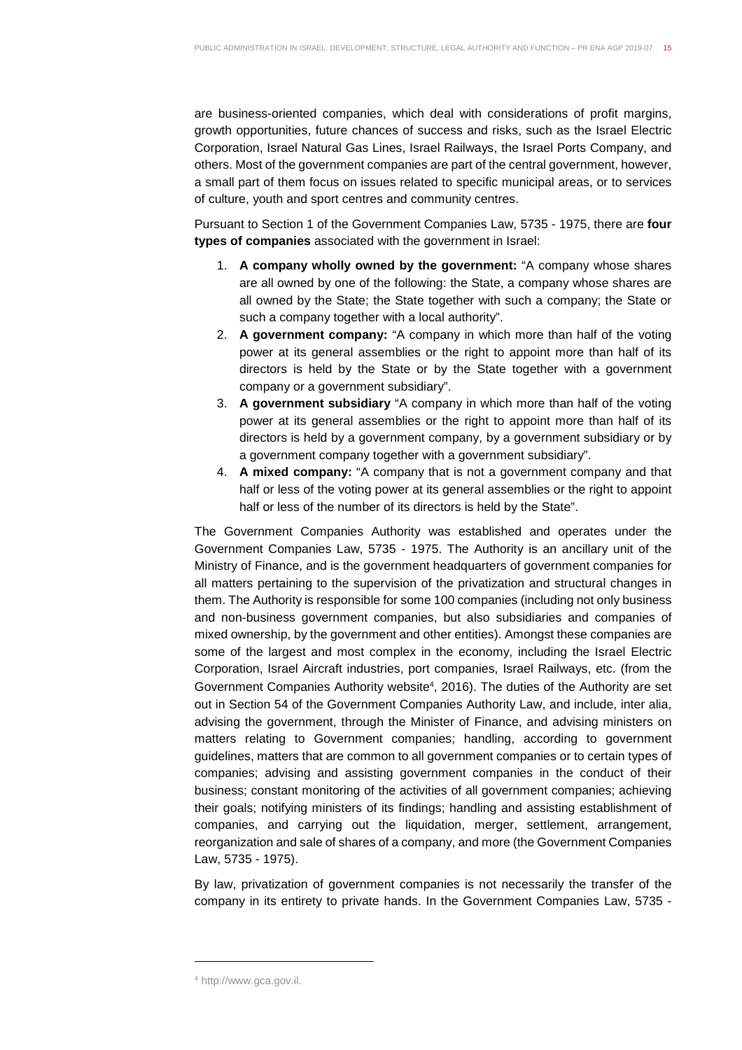are business-oriented companies, which deal with considerations of profit margins, growth opportunities, future chances of success and risks, such as the Israel Electric Corporation, Israel Natural Gas Lines, Israel Railways, the Israel Ports Company, and others. Most of the government companies are part of the central government, however, a small part of them focus on issues related to specific municipal areas, or to services of culture, youth and sport centres and community centres.

Pursuant to Section 1 of the Government Companies Law, 5735 - 1975, there are **four types of companies** associated with the government in Israel:

1. **A company wholly owned by the government:** "A company whose shares are all owned by one of the following: the State, a company whose shares are all owned by the State; the State together with such a company; the State or such a company together with a local authority".
2. **A government company:** "A company in which more than half of the voting power at its general assemblies or the right to appoint more than half of its directors is held by the State or by the State together with a government company or a government subsidiary".
3. **A government subsidiary** "A company in which more than half of the voting power at its general assemblies or the right to appoint more than half of its directors is held by a government company, by a government subsidiary or by a government company together with a government subsidiary".
4. **A mixed company:** "A company that is not a government company and that half or less of the voting power at its general assemblies or the right to appoint half or less of the number of its directors is held by the State".

The Government Companies Authority was established and operates under the Government Companies Law, 5735 - 1975. The Authority is an ancillary unit of the Ministry of Finance, and is the government headquarters of government companies for all matters pertaining to the supervision of the privatization and structural changes in them. The Authority is responsible for some 100 companies (including not only business and non-business government companies, but also subsidiaries and companies of mixed ownership, by the government and other entities). Amongst these companies are some of the largest and most complex in the economy, including the Israel Electric Corporation, Israel Aircraft industries, port companies, Israel Railways, etc. (from the Government Companies Authority website[4], 2016). The duties of the Authority are set out in Section 54 of the Government Companies Authority Law, and include, inter alia, advising the government, through the Minister of Finance, and advising ministers on matters relating to Government companies; handling, according to government guidelines, matters that are common to all government companies or to certain types of companies; advising and assisting government companies in the conduct of their business; constant monitoring of the activities of all government companies; achieving their goals; notifying ministers of its findings; handling and assisting establishment of companies, and carrying out the liquidation, merger, settlement, arrangement, reorganization and sale of shares of a company, and more (the Government Companies Law, 5735 - 1975).

By law, privatization of government companies is not necessarily the transfer of the company in its entirety to private hands. In the Government Companies Law, 5735 -

[4] http://www.gca.gov.il.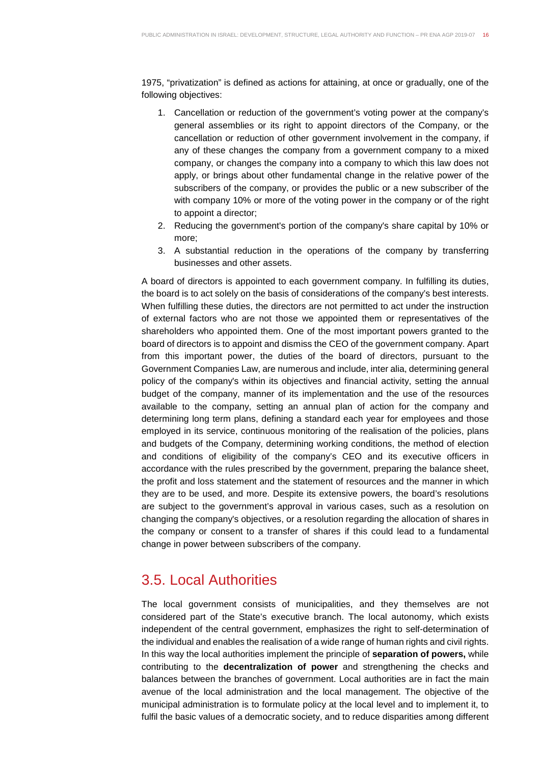1975, "privatization" is defined as actions for attaining, at once or gradually, one of the following objectives:

1. Cancellation or reduction of the government's voting power at the company's general assemblies or its right to appoint directors of the Company, or the cancellation or reduction of other government involvement in the company, if any of these changes the company from a government company to a mixed company, or changes the company into a company to which this law does not apply, or brings about other fundamental change in the relative power of the subscribers of the company, or provides the public or a new subscriber of the with company 10% or more of the voting power in the company or of the right to appoint a director;
2. Reducing the government's portion of the company's share capital by 10% or more;
3. A substantial reduction in the operations of the company by transferring businesses and other assets.

A board of directors is appointed to each government company. In fulfilling its duties, the board is to act solely on the basis of considerations of the company's best interests. When fulfilling these duties, the directors are not permitted to act under the instruction of external factors who are not those we appointed them or representatives of the shareholders who appointed them. One of the most important powers granted to the board of directors is to appoint and dismiss the CEO of the government company. Apart from this important power, the duties of the board of directors, pursuant to the Government Companies Law, are numerous and include, inter alia, determining general policy of the company's within its objectives and financial activity, setting the annual budget of the company, manner of its implementation and the use of the resources available to the company, setting an annual plan of action for the company and determining long term plans, defining a standard each year for employees and those employed in its service, continuous monitoring of the realisation of the policies, plans and budgets of the Company, determining working conditions, the method of election and conditions of eligibility of the company's CEO and its executive officers in accordance with the rules prescribed by the government, preparing the balance sheet, the profit and loss statement and the statement of resources and the manner in which they are to be used, and more. Despite its extensive powers, the board's resolutions are subject to the government's approval in various cases, such as a resolution on changing the company's objectives, or a resolution regarding the allocation of shares in the company or consent to a transfer of shares if this could lead to a fundamental change in power between subscribers of the company.

## 3.5. Local Authorities

The local government consists of municipalities, and they themselves are not considered part of the State's executive branch. The local autonomy, which exists independent of the central government, emphasizes the right to self-determination of the individual and enables the realisation of a wide range of human rights and civil rights. In this way the local authorities implement the principle of **separation of powers,** while contributing to the **decentralization of power** and strengthening the checks and balances between the branches of government. Local authorities are in fact the main avenue of the local administration and the local management. The objective of the municipal administration is to formulate policy at the local level and to implement it, to fulfil the basic values of a democratic society, and to reduce disparities among different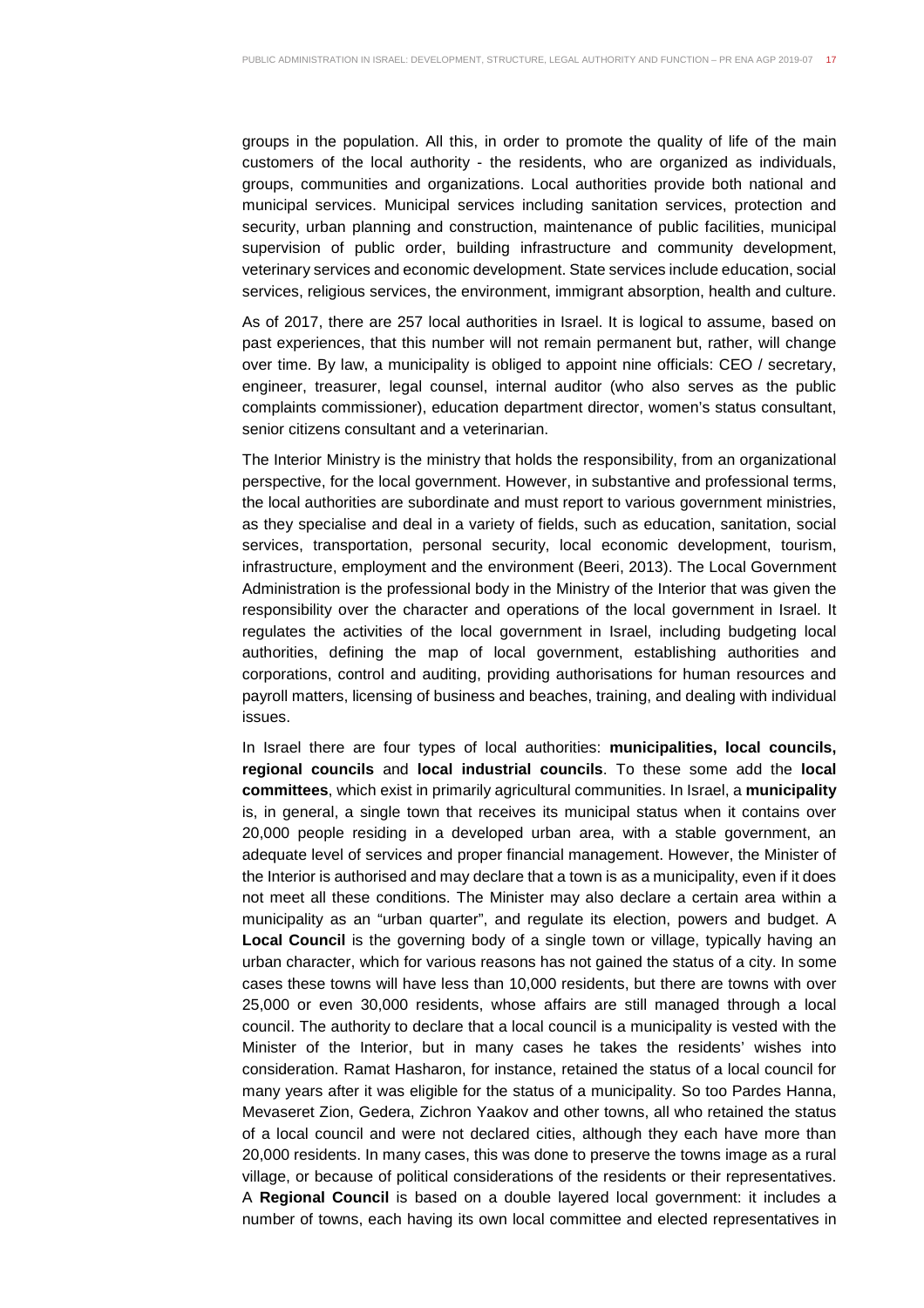groups in the population. All this, in order to promote the quality of life of the main customers of the local authority - the residents, who are organized as individuals, groups, communities and organizations. Local authorities provide both national and municipal services. Municipal services including sanitation services, protection and security, urban planning and construction, maintenance of public facilities, municipal supervision of public order, building infrastructure and community development, veterinary services and economic development. State services include education, social services, religious services, the environment, immigrant absorption, health and culture.

As of 2017, there are 257 local authorities in Israel. It is logical to assume, based on past experiences, that this number will not remain permanent but, rather, will change over time. By law, a municipality is obliged to appoint nine officials: CEO / secretary, engineer, treasurer, legal counsel, internal auditor (who also serves as the public complaints commissioner), education department director, women's status consultant, senior citizens consultant and a veterinarian.

The Interior Ministry is the ministry that holds the responsibility, from an organizational perspective, for the local government. However, in substantive and professional terms, the local authorities are subordinate and must report to various government ministries, as they specialise and deal in a variety of fields, such as education, sanitation, social services, transportation, personal security, local economic development, tourism, infrastructure, employment and the environment (Beeri, 2013). The Local Government Administration is the professional body in the Ministry of the Interior that was given the responsibility over the character and operations of the local government in Israel. It regulates the activities of the local government in Israel, including budgeting local authorities, defining the map of local government, establishing authorities and corporations, control and auditing, providing authorisations for human resources and payroll matters, licensing of business and beaches, training, and dealing with individual issues.

In Israel there are four types of local authorities: **municipalities, local councils, regional councils** and **local industrial councils**. To these some add the **local committees**, which exist in primarily agricultural communities. In Israel, a **municipality** is, in general, a single town that receives its municipal status when it contains over 20,000 people residing in a developed urban area, with a stable government, an adequate level of services and proper financial management. However, the Minister of the Interior is authorised and may declare that a town is as a municipality, even if it does not meet all these conditions. The Minister may also declare a certain area within a municipality as an "urban quarter", and regulate its election, powers and budget. A **Local Council** is the governing body of a single town or village, typically having an urban character, which for various reasons has not gained the status of a city. In some cases these towns will have less than 10,000 residents, but there are towns with over 25,000 or even 30,000 residents, whose affairs are still managed through a local council. The authority to declare that a local council is a municipality is vested with the Minister of the Interior, but in many cases he takes the residents' wishes into consideration. Ramat Hasharon, for instance, retained the status of a local council for many years after it was eligible for the status of a municipality. So too Pardes Hanna, Mevaseret Zion, Gedera, Zichron Yaakov and other towns, all who retained the status of a local council and were not declared cities, although they each have more than 20,000 residents. In many cases, this was done to preserve the towns image as a rural village, or because of political considerations of the residents or their representatives. A **Regional Council** is based on a double layered local government: it includes a number of towns, each having its own local committee and elected representatives in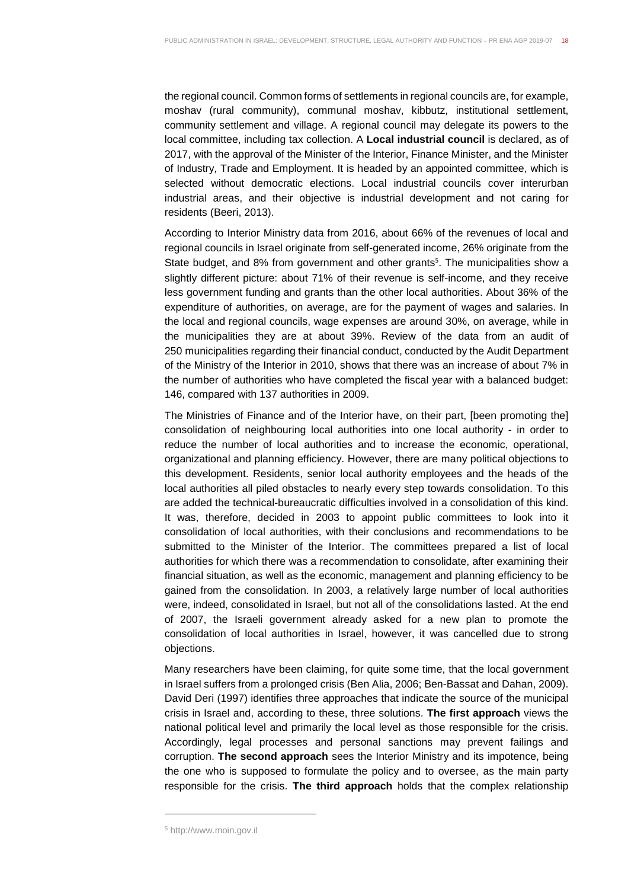the regional council. Common forms of settlements in regional councils are, for example, moshav (rural community), communal moshav, kibbutz, institutional settlement, community settlement and village. A regional council may delegate its powers to the local committee, including tax collection. A **Local industrial council** is declared, as of 2017, with the approval of the Minister of the Interior, Finance Minister, and the Minister of Industry, Trade and Employment. It is headed by an appointed committee, which is selected without democratic elections. Local industrial councils cover interurban industrial areas, and their objective is industrial development and not caring for residents (Beeri, 2013).

According to Interior Ministry data from 2016, about 66% of the revenues of local and regional councils in Israel originate from self-generated income, 26% originate from the State budget, and 8% from government and other grants[5]. The municipalities show a slightly different picture: about 71% of their revenue is self-income, and they receive less government funding and grants than the other local authorities. About 36% of the expenditure of authorities, on average, are for the payment of wages and salaries. In the local and regional councils, wage expenses are around 30%, on average, while in the municipalities they are at about 39%. Review of the data from an audit of 250 municipalities regarding their financial conduct, conducted by the Audit Department of the Ministry of the Interior in 2010, shows that there was an increase of about 7% in the number of authorities who have completed the fiscal year with a balanced budget: 146, compared with 137 authorities in 2009.

The Ministries of Finance and of the Interior have, on their part, [been promoting the] consolidation of neighbouring local authorities into one local authority - in order to reduce the number of local authorities and to increase the economic, operational, organizational and planning efficiency. However, there are many political objections to this development. Residents, senior local authority employees and the heads of the local authorities all piled obstacles to nearly every step towards consolidation. To this are added the technical-bureaucratic difficulties involved in a consolidation of this kind. It was, therefore, decided in 2003 to appoint public committees to look into it consolidation of local authorities, with their conclusions and recommendations to be submitted to the Minister of the Interior. The committees prepared a list of local authorities for which there was a recommendation to consolidate, after examining their financial situation, as well as the economic, management and planning efficiency to be gained from the consolidation. In 2003, a relatively large number of local authorities were, indeed, consolidated in Israel, but not all of the consolidations lasted. At the end of 2007, the Israeli government already asked for a new plan to promote the consolidation of local authorities in Israel, however, it was cancelled due to strong objections.

Many researchers have been claiming, for quite some time, that the local government in Israel suffers from a prolonged crisis (Ben Alia, 2006; Ben-Bassat and Dahan, 2009). David Deri (1997) identifies three approaches that indicate the source of the municipal crisis in Israel and, according to these, three solutions. **The first approach** views the national political level and primarily the local level as those responsible for the crisis. Accordingly, legal processes and personal sanctions may prevent failings and corruption. **The second approach** sees the Interior Ministry and its impotence, being the one who is supposed to formulate the policy and to oversee, as the main party responsible for the crisis. **The third approach** holds that the complex relationship

[5] http://www.moin.gov.il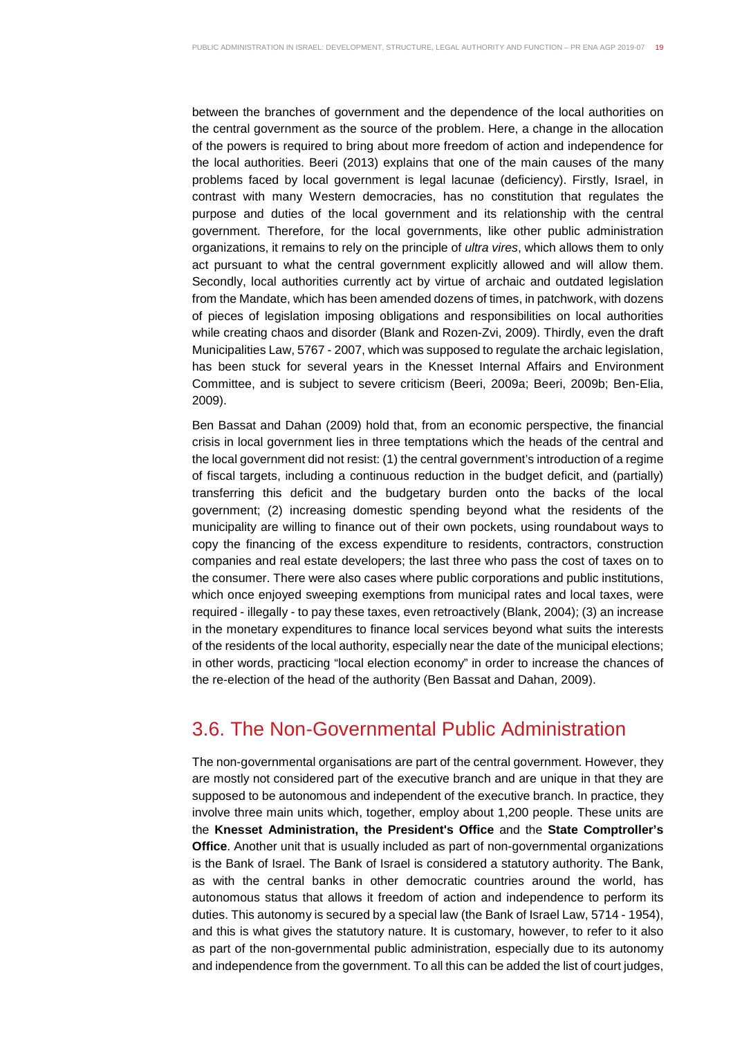between the branches of government and the dependence of the local authorities on the central government as the source of the problem. Here, a change in the allocation of the powers is required to bring about more freedom of action and independence for the local authorities. Beeri (2013) explains that one of the main causes of the many problems faced by local government is legal lacunae (deficiency). Firstly, Israel, in contrast with many Western democracies, has no constitution that regulates the purpose and duties of the local government and its relationship with the central government. Therefore, for the local governments, like other public administration organizations, it remains to rely on the principle of *ultra vires*, which allows them to only act pursuant to what the central government explicitly allowed and will allow them. Secondly, local authorities currently act by virtue of archaic and outdated legislation from the Mandate, which has been amended dozens of times, in patchwork, with dozens of pieces of legislation imposing obligations and responsibilities on local authorities while creating chaos and disorder (Blank and Rozen-Zvi, 2009). Thirdly, even the draft Municipalities Law, 5767 - 2007, which was supposed to regulate the archaic legislation, has been stuck for several years in the Knesset Internal Affairs and Environment Committee, and is subject to severe criticism (Beeri, 2009a; Beeri, 2009b; Ben-Elia, 2009).

Ben Bassat and Dahan (2009) hold that, from an economic perspective, the financial crisis in local government lies in three temptations which the heads of the central and the local government did not resist: (1) the central government's introduction of a regime of fiscal targets, including a continuous reduction in the budget deficit, and (partially) transferring this deficit and the budgetary burden onto the backs of the local government; (2) increasing domestic spending beyond what the residents of the municipality are willing to finance out of their own pockets, using roundabout ways to copy the financing of the excess expenditure to residents, contractors, construction companies and real estate developers; the last three who pass the cost of taxes on to the consumer. There were also cases where public corporations and public institutions, which once enjoyed sweeping exemptions from municipal rates and local taxes, were required - illegally - to pay these taxes, even retroactively (Blank, 2004); (3) an increase in the monetary expenditures to finance local services beyond what suits the interests of the residents of the local authority, especially near the date of the municipal elections; in other words, practicing "local election economy" in order to increase the chances of the re-election of the head of the authority (Ben Bassat and Dahan, 2009).

## 3.6. The Non-Governmental Public Administration

The non-governmental organisations are part of the central government. However, they are mostly not considered part of the executive branch and are unique in that they are supposed to be autonomous and independent of the executive branch. In practice, they involve three main units which, together, employ about 1,200 people. These units are the **Knesset Administration, the President's Office** and the **State Comptroller's Office**. Another unit that is usually included as part of non-governmental organizations is the Bank of Israel. The Bank of Israel is considered a statutory authority. The Bank, as with the central banks in other democratic countries around the world, has autonomous status that allows it freedom of action and independence to perform its duties. This autonomy is secured by a special law (the Bank of Israel Law, 5714 - 1954), and this is what gives the statutory nature. It is customary, however, to refer to it also as part of the non-governmental public administration, especially due to its autonomy and independence from the government. To all this can be added the list of court judges,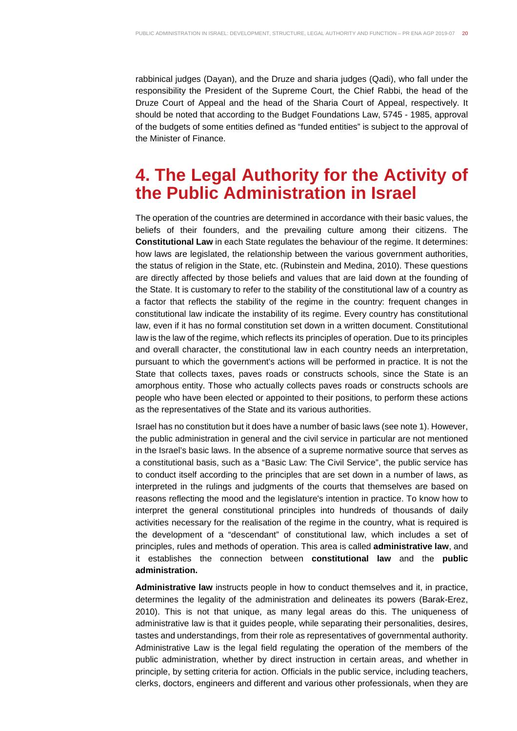rabbinical judges (Dayan), and the Druze and sharia judges (Qadi), who fall under the responsibility the President of the Supreme Court, the Chief Rabbi, the head of the Druze Court of Appeal and the head of the Sharia Court of Appeal, respectively. It should be noted that according to the Budget Foundations Law, 5745 - 1985, approval of the budgets of some entities defined as "funded entities" is subject to the approval of the Minister of Finance.

# 4. The Legal Authority for the Activity of the Public Administration in Israel

The operation of the countries are determined in accordance with their basic values, the beliefs of their founders, and the prevailing culture among their citizens. The **Constitutional Law** in each State regulates the behaviour of the regime. It determines: how laws are legislated, the relationship between the various government authorities, the status of religion in the State, etc. (Rubinstein and Medina, 2010). These questions are directly affected by those beliefs and values that are laid down at the founding of the State. It is customary to refer to the stability of the constitutional law of a country as a factor that reflects the stability of the regime in the country: frequent changes in constitutional law indicate the instability of its regime. Every country has constitutional law, even if it has no formal constitution set down in a written document. Constitutional law is the law of the regime, which reflects its principles of operation. Due to its principles and overall character, the constitutional law in each country needs an interpretation, pursuant to which the government's actions will be performed in practice. It is not the State that collects taxes, paves roads or constructs schools, since the State is an amorphous entity. Those who actually collects paves roads or constructs schools are people who have been elected or appointed to their positions, to perform these actions as the representatives of the State and its various authorities.

Israel has no constitution but it does have a number of basic laws (see note 1). However, the public administration in general and the civil service in particular are not mentioned in the Israel's basic laws. In the absence of a supreme normative source that serves as a constitutional basis, such as a "Basic Law: The Civil Service", the public service has to conduct itself according to the principles that are set down in a number of laws, as interpreted in the rulings and judgments of the courts that themselves are based on reasons reflecting the mood and the legislature's intention in practice. To know how to interpret the general constitutional principles into hundreds of thousands of daily activities necessary for the realisation of the regime in the country, what is required is the development of a "descendant" of constitutional law, which includes a set of principles, rules and methods of operation. This area is called **administrative law**, and it establishes the connection between **constitutional law** and the **public administration.**

**Administrative law** instructs people in how to conduct themselves and it, in practice, determines the legality of the administration and delineates its powers (Barak-Erez, 2010). This is not that unique, as many legal areas do this. The uniqueness of administrative law is that it guides people, while separating their personalities, desires, tastes and understandings, from their role as representatives of governmental authority. Administrative Law is the legal field regulating the operation of the members of the public administration, whether by direct instruction in certain areas, and whether in principle, by setting criteria for action. Officials in the public service, including teachers, clerks, doctors, engineers and different and various other professionals, when they are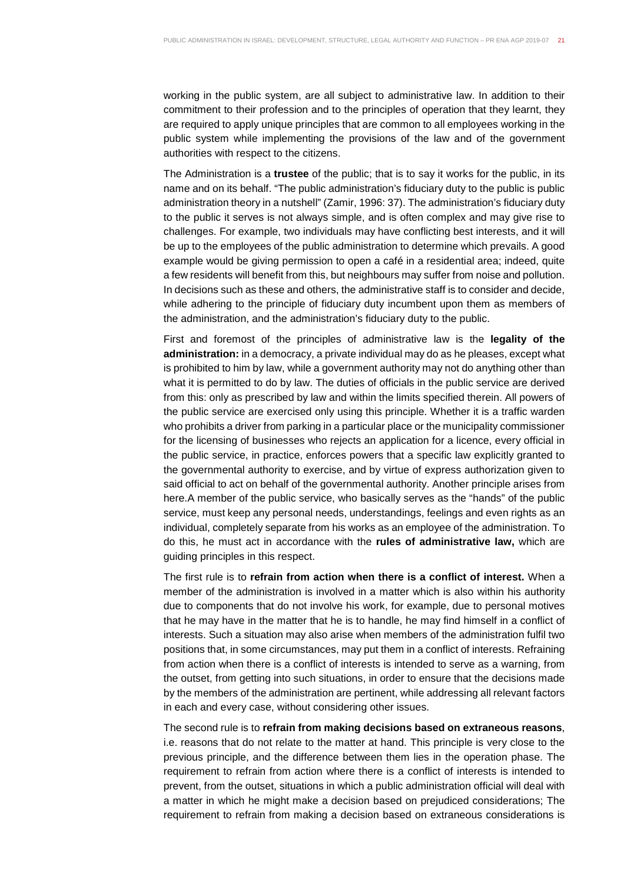working in the public system, are all subject to administrative law. In addition to their commitment to their profession and to the principles of operation that they learnt, they are required to apply unique principles that are common to all employees working in the public system while implementing the provisions of the law and of the government authorities with respect to the citizens.

The Administration is a **trustee** of the public; that is to say it works for the public, in its name and on its behalf. "The public administration's fiduciary duty to the public is public administration theory in a nutshell" (Zamir, 1996: 37). The administration's fiduciary duty to the public it serves is not always simple, and is often complex and may give rise to challenges. For example, two individuals may have conflicting best interests, and it will be up to the employees of the public administration to determine which prevails. A good example would be giving permission to open a café in a residential area; indeed, quite a few residents will benefit from this, but neighbours may suffer from noise and pollution. In decisions such as these and others, the administrative staff is to consider and decide, while adhering to the principle of fiduciary duty incumbent upon them as members of the administration, and the administration's fiduciary duty to the public.

First and foremost of the principles of administrative law is the **legality of the administration:** in a democracy, a private individual may do as he pleases, except what is prohibited to him by law, while a government authority may not do anything other than what it is permitted to do by law. The duties of officials in the public service are derived from this: only as prescribed by law and within the limits specified therein. All powers of the public service are exercised only using this principle. Whether it is a traffic warden who prohibits a driver from parking in a particular place or the municipality commissioner for the licensing of businesses who rejects an application for a licence, every official in the public service, in practice, enforces powers that a specific law explicitly granted to the governmental authority to exercise, and by virtue of express authorization given to said official to act on behalf of the governmental authority. Another principle arises from here.A member of the public service, who basically serves as the "hands" of the public service, must keep any personal needs, understandings, feelings and even rights as an individual, completely separate from his works as an employee of the administration. To do this, he must act in accordance with the **rules of administrative law,** which are guiding principles in this respect.

The first rule is to **refrain from action when there is a conflict of interest.** When a member of the administration is involved in a matter which is also within his authority due to components that do not involve his work, for example, due to personal motives that he may have in the matter that he is to handle, he may find himself in a conflict of interests. Such a situation may also arise when members of the administration fulfil two positions that, in some circumstances, may put them in a conflict of interests. Refraining from action when there is a conflict of interests is intended to serve as a warning, from the outset, from getting into such situations, in order to ensure that the decisions made by the members of the administration are pertinent, while addressing all relevant factors in each and every case, without considering other issues.

The second rule is to **refrain from making decisions based on extraneous reasons**, i.e. reasons that do not relate to the matter at hand. This principle is very close to the previous principle, and the difference between them lies in the operation phase. The requirement to refrain from action where there is a conflict of interests is intended to prevent, from the outset, situations in which a public administration official will deal with a matter in which he might make a decision based on prejudiced considerations; The requirement to refrain from making a decision based on extraneous considerations is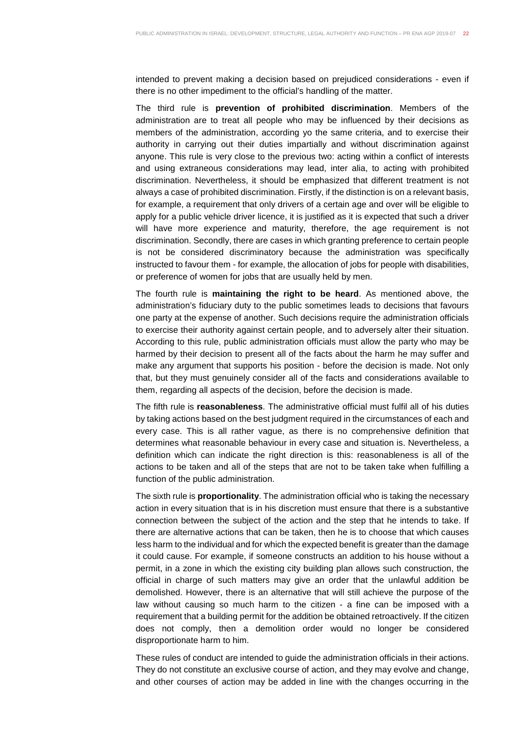intended to prevent making a decision based on prejudiced considerations - even if there is no other impediment to the official's handling of the matter.

The third rule is **prevention of prohibited discrimination**. Members of the administration are to treat all people who may be influenced by their decisions as members of the administration, according yo the same criteria, and to exercise their authority in carrying out their duties impartially and without discrimination against anyone. This rule is very close to the previous two: acting within a conflict of interests and using extraneous considerations may lead, inter alia, to acting with prohibited discrimination. Nevertheless, it should be emphasized that different treatment is not always a case of prohibited discrimination. Firstly, if the distinction is on a relevant basis, for example, a requirement that only drivers of a certain age and over will be eligible to apply for a public vehicle driver licence, it is justified as it is expected that such a driver will have more experience and maturity, therefore, the age requirement is not discrimination. Secondly, there are cases in which granting preference to certain people is not be considered discriminatory because the administration was specifically instructed to favour them - for example, the allocation of jobs for people with disabilities, or preference of women for jobs that are usually held by men.

The fourth rule is **maintaining the right to be heard**. As mentioned above, the administration's fiduciary duty to the public sometimes leads to decisions that favours one party at the expense of another. Such decisions require the administration officials to exercise their authority against certain people, and to adversely alter their situation. According to this rule, public administration officials must allow the party who may be harmed by their decision to present all of the facts about the harm he may suffer and make any argument that supports his position - before the decision is made. Not only that, but they must genuinely consider all of the facts and considerations available to them, regarding all aspects of the decision, before the decision is made.

The fifth rule is **reasonableness**. The administrative official must fulfil all of his duties by taking actions based on the best judgment required in the circumstances of each and every case. This is all rather vague, as there is no comprehensive definition that determines what reasonable behaviour in every case and situation is. Nevertheless, a definition which can indicate the right direction is this: reasonableness is all of the actions to be taken and all of the steps that are not to be taken take when fulfilling a function of the public administration.

The sixth rule is **proportionality**. The administration official who is taking the necessary action in every situation that is in his discretion must ensure that there is a substantive connection between the subject of the action and the step that he intends to take. If there are alternative actions that can be taken, then he is to choose that which causes less harm to the individual and for which the expected benefit is greater than the damage it could cause. For example, if someone constructs an addition to his house without a permit, in a zone in which the existing city building plan allows such construction, the official in charge of such matters may give an order that the unlawful addition be demolished. However, there is an alternative that will still achieve the purpose of the law without causing so much harm to the citizen - a fine can be imposed with a requirement that a building permit for the addition be obtained retroactively. If the citizen does not comply, then a demolition order would no longer be considered disproportionate harm to him.

These rules of conduct are intended to guide the administration officials in their actions. They do not constitute an exclusive course of action, and they may evolve and change, and other courses of action may be added in line with the changes occurring in the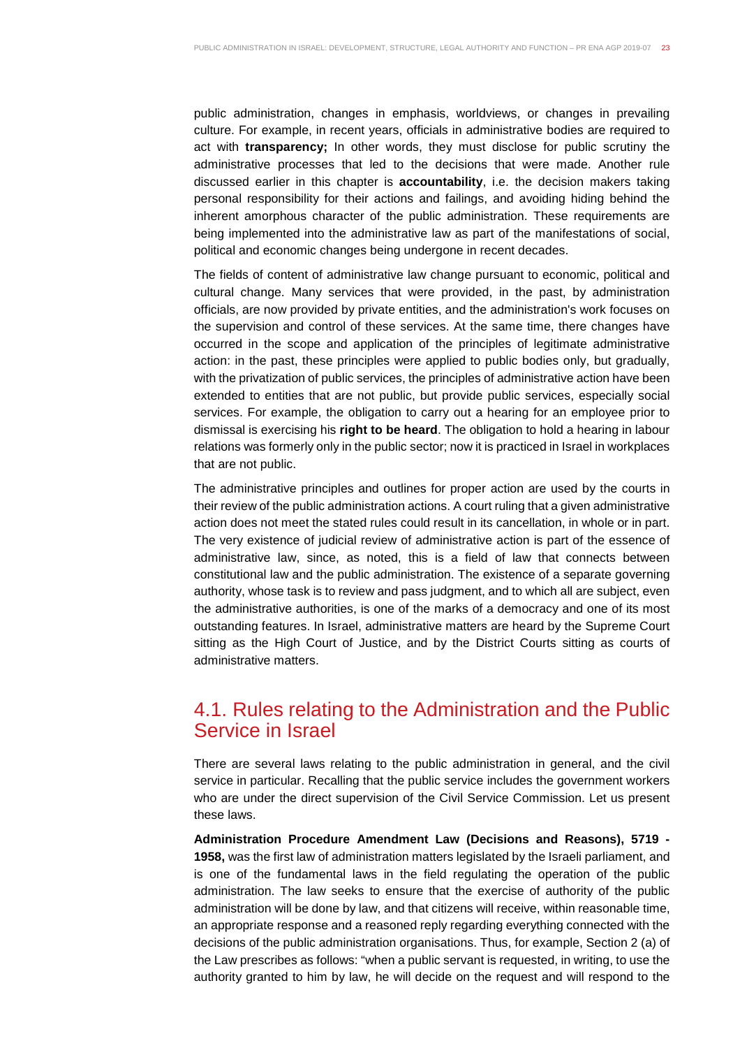public administration, changes in emphasis, worldviews, or changes in prevailing culture. For example, in recent years, officials in administrative bodies are required to act with **transparency;** In other words, they must disclose for public scrutiny the administrative processes that led to the decisions that were made. Another rule discussed earlier in this chapter is **accountability**, i.e. the decision makers taking personal responsibility for their actions and failings, and avoiding hiding behind the inherent amorphous character of the public administration. These requirements are being implemented into the administrative law as part of the manifestations of social, political and economic changes being undergone in recent decades.

The fields of content of administrative law change pursuant to economic, political and cultural change. Many services that were provided, in the past, by administration officials, are now provided by private entities, and the administration's work focuses on the supervision and control of these services. At the same time, there changes have occurred in the scope and application of the principles of legitimate administrative action: in the past, these principles were applied to public bodies only, but gradually, with the privatization of public services, the principles of administrative action have been extended to entities that are not public, but provide public services, especially social services. For example, the obligation to carry out a hearing for an employee prior to dismissal is exercising his **right to be heard**. The obligation to hold a hearing in labour relations was formerly only in the public sector; now it is practiced in Israel in workplaces that are not public.

The administrative principles and outlines for proper action are used by the courts in their review of the public administration actions. A court ruling that a given administrative action does not meet the stated rules could result in its cancellation, in whole or in part. The very existence of judicial review of administrative action is part of the essence of administrative law, since, as noted, this is a field of law that connects between constitutional law and the public administration. The existence of a separate governing authority, whose task is to review and pass judgment, and to which all are subject, even the administrative authorities, is one of the marks of a democracy and one of its most outstanding features. In Israel, administrative matters are heard by the Supreme Court sitting as the High Court of Justice, and by the District Courts sitting as courts of administrative matters.

## 4.1. Rules relating to the Administration and the Public Service in Israel

There are several laws relating to the public administration in general, and the civil service in particular. Recalling that the public service includes the government workers who are under the direct supervision of the Civil Service Commission. Let us present these laws.

**Administration Procedure Amendment Law (Decisions and Reasons), 5719 - 1958,** was the first law of administration matters legislated by the Israeli parliament, and is one of the fundamental laws in the field regulating the operation of the public administration. The law seeks to ensure that the exercise of authority of the public administration will be done by law, and that citizens will receive, within reasonable time, an appropriate response and a reasoned reply regarding everything connected with the decisions of the public administration organisations. Thus, for example, Section 2 (a) of the Law prescribes as follows: "when a public servant is requested, in writing, to use the authority granted to him by law, he will decide on the request and will respond to the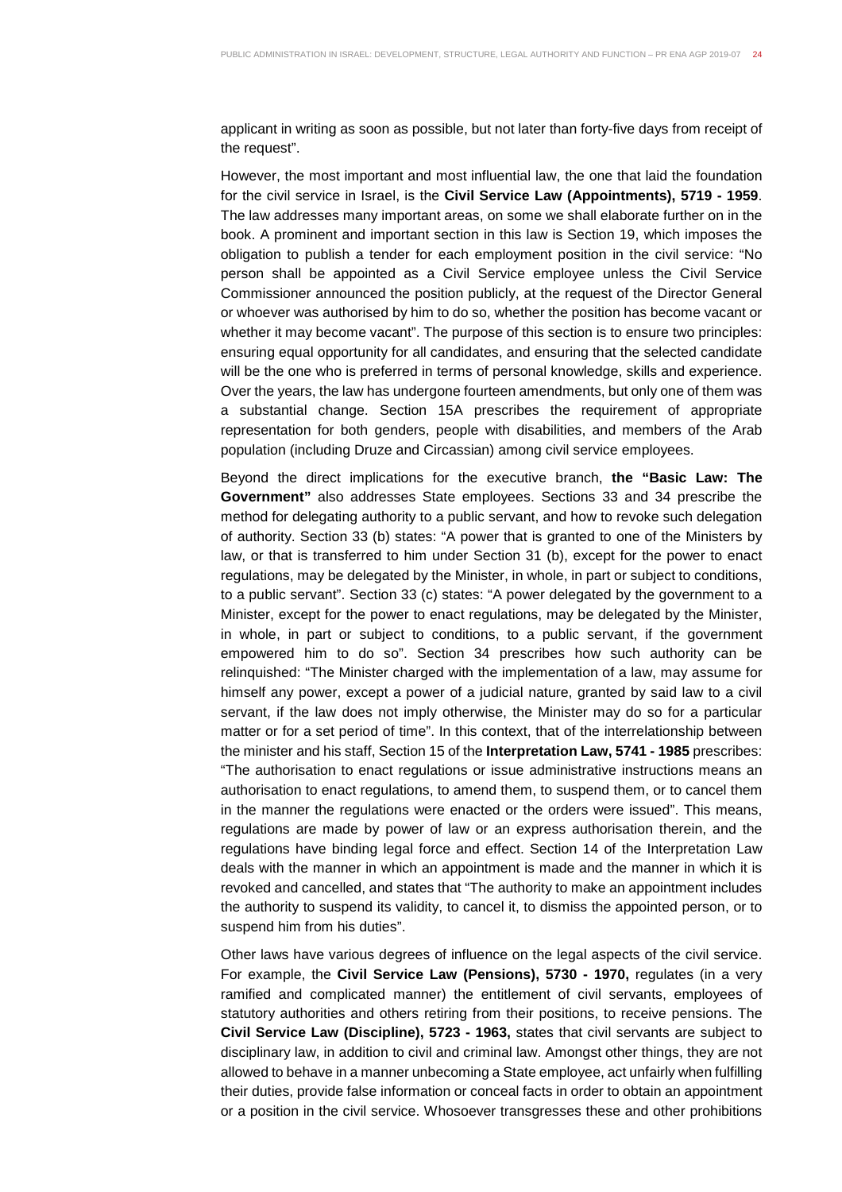applicant in writing as soon as possible, but not later than forty-five days from receipt of the request".

However, the most important and most influential law, the one that laid the foundation for the civil service in Israel, is the **Civil Service Law (Appointments), 5719 - 1959**. The law addresses many important areas, on some we shall elaborate further on in the book. A prominent and important section in this law is Section 19, which imposes the obligation to publish a tender for each employment position in the civil service: "No person shall be appointed as a Civil Service employee unless the Civil Service Commissioner announced the position publicly, at the request of the Director General or whoever was authorised by him to do so, whether the position has become vacant or whether it may become vacant". The purpose of this section is to ensure two principles: ensuring equal opportunity for all candidates, and ensuring that the selected candidate will be the one who is preferred in terms of personal knowledge, skills and experience. Over the years, the law has undergone fourteen amendments, but only one of them was a substantial change. Section 15A prescribes the requirement of appropriate representation for both genders, people with disabilities, and members of the Arab population (including Druze and Circassian) among civil service employees.

Beyond the direct implications for the executive branch, **the "Basic Law: The Government"** also addresses State employees. Sections 33 and 34 prescribe the method for delegating authority to a public servant, and how to revoke such delegation of authority. Section 33 (b) states: "A power that is granted to one of the Ministers by law, or that is transferred to him under Section 31 (b), except for the power to enact regulations, may be delegated by the Minister, in whole, in part or subject to conditions, to a public servant". Section 33 (c) states: "A power delegated by the government to a Minister, except for the power to enact regulations, may be delegated by the Minister, in whole, in part or subject to conditions, to a public servant, if the government empowered him to do so". Section 34 prescribes how such authority can be relinquished: "The Minister charged with the implementation of a law, may assume for himself any power, except a power of a judicial nature, granted by said law to a civil servant, if the law does not imply otherwise, the Minister may do so for a particular matter or for a set period of time". In this context, that of the interrelationship between the minister and his staff, Section 15 of the **Interpretation Law, 5741 - 1985** prescribes: "The authorisation to enact regulations or issue administrative instructions means an authorisation to enact regulations, to amend them, to suspend them, or to cancel them in the manner the regulations were enacted or the orders were issued". This means, regulations are made by power of law or an express authorisation therein, and the regulations have binding legal force and effect. Section 14 of the Interpretation Law deals with the manner in which an appointment is made and the manner in which it is revoked and cancelled, and states that "The authority to make an appointment includes the authority to suspend its validity, to cancel it, to dismiss the appointed person, or to suspend him from his duties".

Other laws have various degrees of influence on the legal aspects of the civil service. For example, the **Civil Service Law (Pensions), 5730 - 1970,** regulates (in a very ramified and complicated manner) the entitlement of civil servants, employees of statutory authorities and others retiring from their positions, to receive pensions. The **Civil Service Law (Discipline), 5723 - 1963,** states that civil servants are subject to disciplinary law, in addition to civil and criminal law. Amongst other things, they are not allowed to behave in a manner unbecoming a State employee, act unfairly when fulfilling their duties, provide false information or conceal facts in order to obtain an appointment or a position in the civil service. Whosoever transgresses these and other prohibitions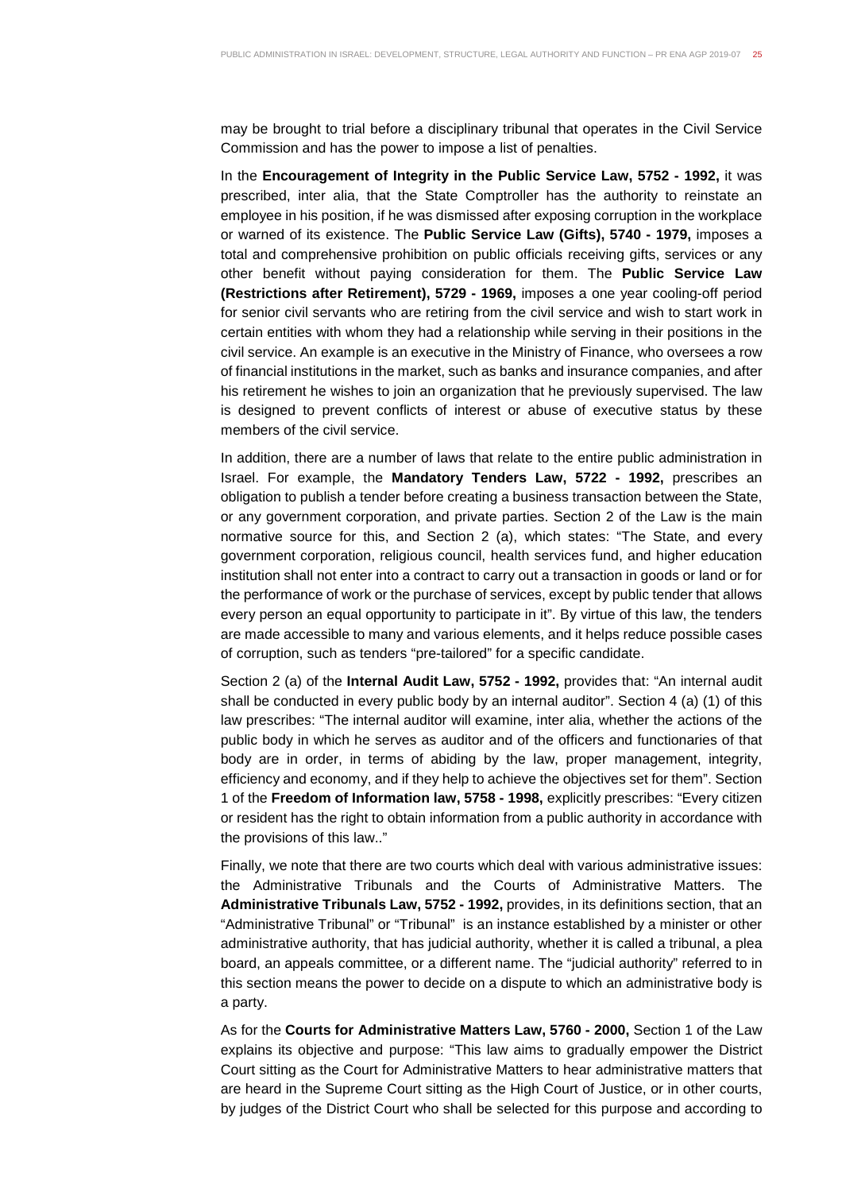may be brought to trial before a disciplinary tribunal that operates in the Civil Service Commission and has the power to impose a list of penalties.

In the **Encouragement of Integrity in the Public Service Law, 5752 - 1992,** it was prescribed, inter alia, that the State Comptroller has the authority to reinstate an employee in his position, if he was dismissed after exposing corruption in the workplace or warned of its existence. The **Public Service Law (Gifts), 5740 - 1979,** imposes a total and comprehensive prohibition on public officials receiving gifts, services or any other benefit without paying consideration for them. The **Public Service Law (Restrictions after Retirement), 5729 - 1969,** imposes a one year cooling-off period for senior civil servants who are retiring from the civil service and wish to start work in certain entities with whom they had a relationship while serving in their positions in the civil service. An example is an executive in the Ministry of Finance, who oversees a row of financial institutions in the market, such as banks and insurance companies, and after his retirement he wishes to join an organization that he previously supervised. The law is designed to prevent conflicts of interest or abuse of executive status by these members of the civil service.

In addition, there are a number of laws that relate to the entire public administration in Israel. For example, the **Mandatory Tenders Law, 5722 - 1992,** prescribes an obligation to publish a tender before creating a business transaction between the State, or any government corporation, and private parties. Section 2 of the Law is the main normative source for this, and Section 2 (a), which states: "The State, and every government corporation, religious council, health services fund, and higher education institution shall not enter into a contract to carry out a transaction in goods or land or for the performance of work or the purchase of services, except by public tender that allows every person an equal opportunity to participate in it". By virtue of this law, the tenders are made accessible to many and various elements, and it helps reduce possible cases of corruption, such as tenders "pre-tailored" for a specific candidate.

Section 2 (a) of the **Internal Audit Law, 5752 - 1992,** provides that: "An internal audit shall be conducted in every public body by an internal auditor". Section 4 (a) (1) of this law prescribes: "The internal auditor will examine, inter alia, whether the actions of the public body in which he serves as auditor and of the officers and functionaries of that body are in order, in terms of abiding by the law, proper management, integrity, efficiency and economy, and if they help to achieve the objectives set for them". Section 1 of the **Freedom of Information law, 5758 - 1998,** explicitly prescribes: "Every citizen or resident has the right to obtain information from a public authority in accordance with the provisions of this law.."

Finally, we note that there are two courts which deal with various administrative issues: the Administrative Tribunals and the Courts of Administrative Matters. The **Administrative Tribunals Law, 5752 - 1992,** provides, in its definitions section, that an "Administrative Tribunal" or "Tribunal" is an instance established by a minister or other administrative authority, that has judicial authority, whether it is called a tribunal, a plea board, an appeals committee, or a different name. The "judicial authority" referred to in this section means the power to decide on a dispute to which an administrative body is a party.

As for the **Courts for Administrative Matters Law, 5760 - 2000,** Section 1 of the Law explains its objective and purpose: "This law aims to gradually empower the District Court sitting as the Court for Administrative Matters to hear administrative matters that are heard in the Supreme Court sitting as the High Court of Justice, or in other courts, by judges of the District Court who shall be selected for this purpose and according to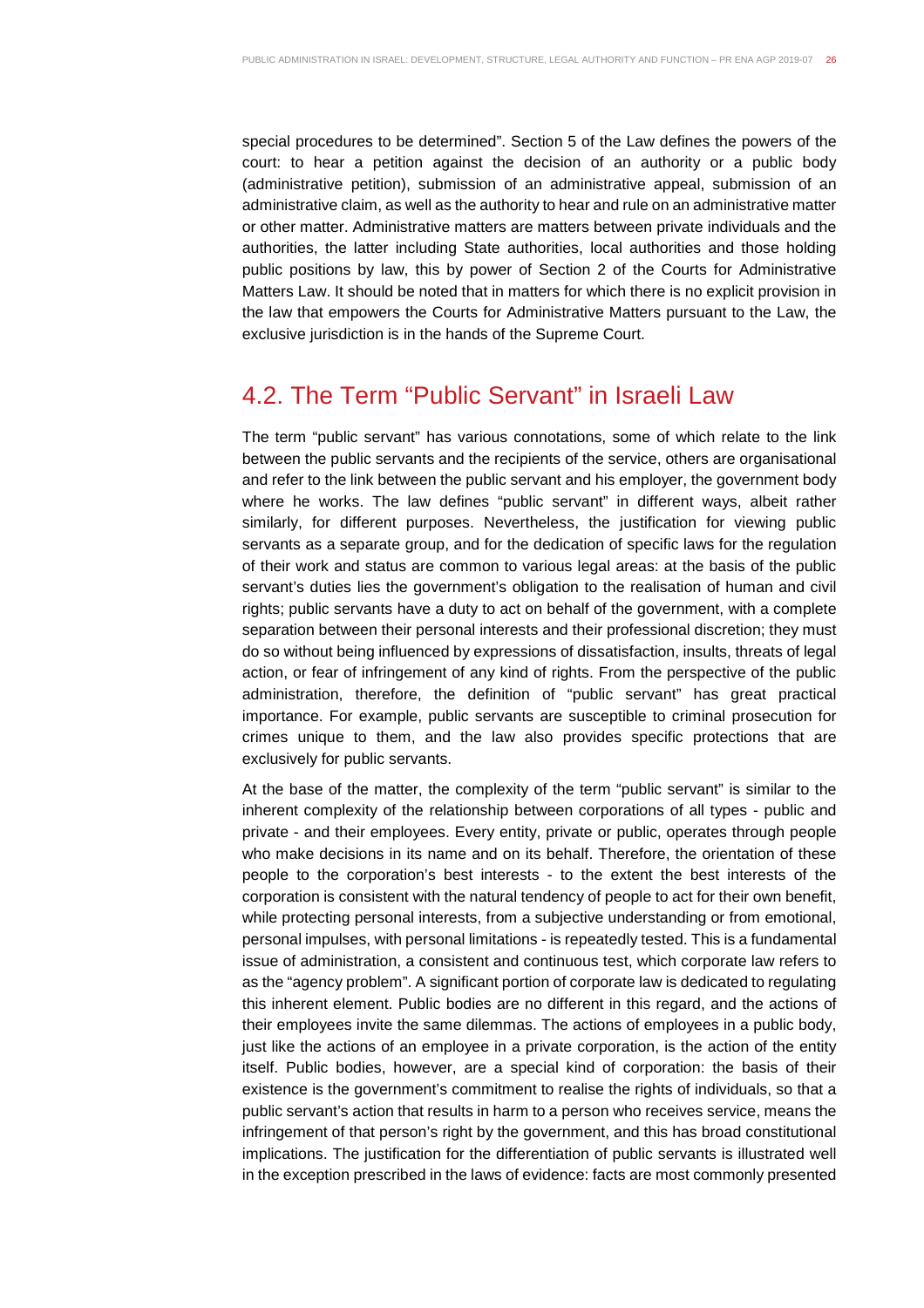special procedures to be determined". Section 5 of the Law defines the powers of the court: to hear a petition against the decision of an authority or a public body (administrative petition), submission of an administrative appeal, submission of an administrative claim, as well as the authority to hear and rule on an administrative matter or other matter. Administrative matters are matters between private individuals and the authorities, the latter including State authorities, local authorities and those holding public positions by law, this by power of Section 2 of the Courts for Administrative Matters Law. It should be noted that in matters for which there is no explicit provision in the law that empowers the Courts for Administrative Matters pursuant to the Law, the exclusive jurisdiction is in the hands of the Supreme Court.

## 4.2. The Term "Public Servant" in Israeli Law

The term "public servant" has various connotations, some of which relate to the link between the public servants and the recipients of the service, others are organisational and refer to the link between the public servant and his employer, the government body where he works. The law defines "public servant" in different ways, albeit rather similarly, for different purposes. Nevertheless, the justification for viewing public servants as a separate group, and for the dedication of specific laws for the regulation of their work and status are common to various legal areas: at the basis of the public servant's duties lies the government's obligation to the realisation of human and civil rights; public servants have a duty to act on behalf of the government, with a complete separation between their personal interests and their professional discretion; they must do so without being influenced by expressions of dissatisfaction, insults, threats of legal action, or fear of infringement of any kind of rights. From the perspective of the public administration, therefore, the definition of "public servant" has great practical importance. For example, public servants are susceptible to criminal prosecution for crimes unique to them, and the law also provides specific protections that are exclusively for public servants.

At the base of the matter, the complexity of the term "public servant" is similar to the inherent complexity of the relationship between corporations of all types - public and private - and their employees. Every entity, private or public, operates through people who make decisions in its name and on its behalf. Therefore, the orientation of these people to the corporation's best interests - to the extent the best interests of the corporation is consistent with the natural tendency of people to act for their own benefit, while protecting personal interests, from a subjective understanding or from emotional, personal impulses, with personal limitations - is repeatedly tested. This is a fundamental issue of administration, a consistent and continuous test, which corporate law refers to as the "agency problem". A significant portion of corporate law is dedicated to regulating this inherent element. Public bodies are no different in this regard, and the actions of their employees invite the same dilemmas. The actions of employees in a public body, just like the actions of an employee in a private corporation, is the action of the entity itself. Public bodies, however, are a special kind of corporation: the basis of their existence is the government's commitment to realise the rights of individuals, so that a public servant's action that results in harm to a person who receives service, means the infringement of that person's right by the government, and this has broad constitutional implications. The justification for the differentiation of public servants is illustrated well in the exception prescribed in the laws of evidence: facts are most commonly presented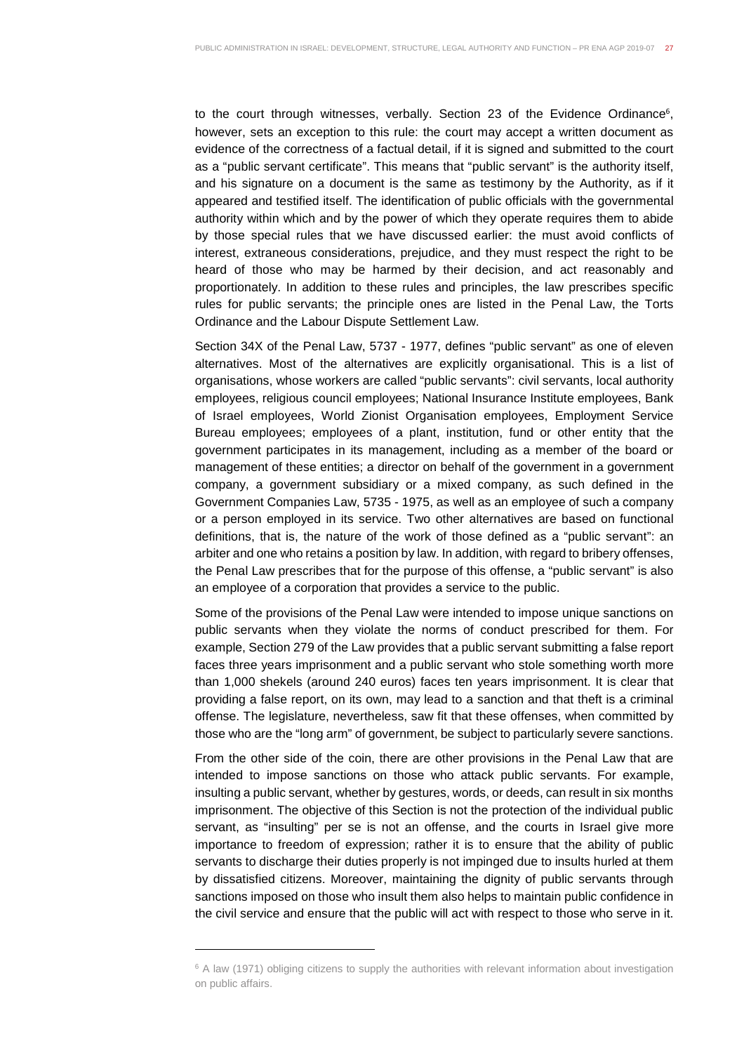to the court through witnesses, verbally. Section 23 of the Evidence Ordinance[6], however, sets an exception to this rule: the court may accept a written document as evidence of the correctness of a factual detail, if it is signed and submitted to the court as a "public servant certificate". This means that "public servant" is the authority itself, and his signature on a document is the same as testimony by the Authority, as if it appeared and testified itself. The identification of public officials with the governmental authority within which and by the power of which they operate requires them to abide by those special rules that we have discussed earlier: the must avoid conflicts of interest, extraneous considerations, prejudice, and they must respect the right to be heard of those who may be harmed by their decision, and act reasonably and proportionately. In addition to these rules and principles, the law prescribes specific rules for public servants; the principle ones are listed in the Penal Law, the Torts Ordinance and the Labour Dispute Settlement Law.

Section 34X of the Penal Law, 5737 - 1977, defines "public servant" as one of eleven alternatives. Most of the alternatives are explicitly organisational. This is a list of organisations, whose workers are called "public servants": civil servants, local authority employees, religious council employees; National Insurance Institute employees, Bank of Israel employees, World Zionist Organisation employees, Employment Service Bureau employees; employees of a plant, institution, fund or other entity that the government participates in its management, including as a member of the board or management of these entities; a director on behalf of the government in a government company, a government subsidiary or a mixed company, as such defined in the Government Companies Law, 5735 - 1975, as well as an employee of such a company or a person employed in its service. Two other alternatives are based on functional definitions, that is, the nature of the work of those defined as a "public servant": an arbiter and one who retains a position by law. In addition, with regard to bribery offenses, the Penal Law prescribes that for the purpose of this offense, a "public servant" is also an employee of a corporation that provides a service to the public.

Some of the provisions of the Penal Law were intended to impose unique sanctions on public servants when they violate the norms of conduct prescribed for them. For example, Section 279 of the Law provides that a public servant submitting a false report faces three years imprisonment and a public servant who stole something worth more than 1,000 shekels (around 240 euros) faces ten years imprisonment. It is clear that providing a false report, on its own, may lead to a sanction and that theft is a criminal offense. The legislature, nevertheless, saw fit that these offenses, when committed by those who are the "long arm" of government, be subject to particularly severe sanctions.

From the other side of the coin, there are other provisions in the Penal Law that are intended to impose sanctions on those who attack public servants. For example, insulting a public servant, whether by gestures, words, or deeds, can result in six months imprisonment. The objective of this Section is not the protection of the individual public servant, as "insulting" per se is not an offense, and the courts in Israel give more importance to freedom of expression; rather it is to ensure that the ability of public servants to discharge their duties properly is not impinged due to insults hurled at them by dissatisfied citizens. Moreover, maintaining the dignity of public servants through sanctions imposed on those who insult them also helps to maintain public confidence in the civil service and ensure that the public will act with respect to those who serve in it.

---

[6] A law (1971) obliging citizens to supply the authorities with relevant information about investigation on public affairs.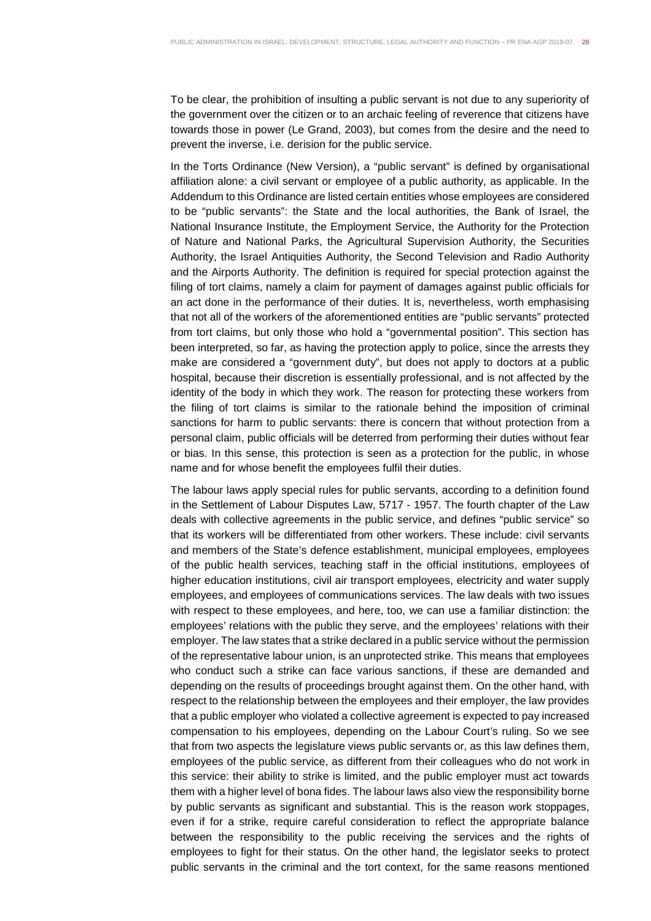To be clear, the prohibition of insulting a public servant is not due to any superiority of the government over the citizen or to an archaic feeling of reverence that citizens have towards those in power (Le Grand, 2003), but comes from the desire and the need to prevent the inverse, i.e. derision for the public service.

In the Torts Ordinance (New Version), a "public servant" is defined by organisational affiliation alone: a civil servant or employee of a public authority, as applicable. In the Addendum to this Ordinance are listed certain entities whose employees are considered to be "public servants": the State and the local authorities, the Bank of Israel, the National Insurance Institute, the Employment Service, the Authority for the Protection of Nature and National Parks, the Agricultural Supervision Authority, the Securities Authority, the Israel Antiquities Authority, the Second Television and Radio Authority and the Airports Authority. The definition is required for special protection against the filing of tort claims, namely a claim for payment of damages against public officials for an act done in the performance of their duties. It is, nevertheless, worth emphasising that not all of the workers of the aforementioned entities are "public servants" protected from tort claims, but only those who hold a "governmental position". This section has been interpreted, so far, as having the protection apply to police, since the arrests they make are considered a "government duty", but does not apply to doctors at a public hospital, because their discretion is essentially professional, and is not affected by the identity of the body in which they work. The reason for protecting these workers from the filing of tort claims is similar to the rationale behind the imposition of criminal sanctions for harm to public servants: there is concern that without protection from a personal claim, public officials will be deterred from performing their duties without fear or bias. In this sense, this protection is seen as a protection for the public, in whose name and for whose benefit the employees fulfil their duties.

The labour laws apply special rules for public servants, according to a definition found in the Settlement of Labour Disputes Law, 5717 - 1957. The fourth chapter of the Law deals with collective agreements in the public service, and defines "public service" so that its workers will be differentiated from other workers. These include: civil servants and members of the State's defence establishment, municipal employees, employees of the public health services, teaching staff in the official institutions, employees of higher education institutions, civil air transport employees, electricity and water supply employees, and employees of communications services. The law deals with two issues with respect to these employees, and here, too, we can use a familiar distinction: the employees' relations with the public they serve, and the employees' relations with their employer. The law states that a strike declared in a public service without the permission of the representative labour union, is an unprotected strike. This means that employees who conduct such a strike can face various sanctions, if these are demanded and depending on the results of proceedings brought against them. On the other hand, with respect to the relationship between the employees and their employer, the law provides that a public employer who violated a collective agreement is expected to pay increased compensation to his employees, depending on the Labour Court's ruling. So we see that from two aspects the legislature views public servants or, as this law defines them, employees of the public service, as different from their colleagues who do not work in this service: their ability to strike is limited, and the public employer must act towards them with a higher level of bona fides. The labour laws also view the responsibility borne by public servants as significant and substantial. This is the reason work stoppages, even if for a strike, require careful consideration to reflect the appropriate balance between the responsibility to the public receiving the services and the rights of employees to fight for their status. On the other hand, the legislator seeks to protect public servants in the criminal and the tort context, for the same reasons mentioned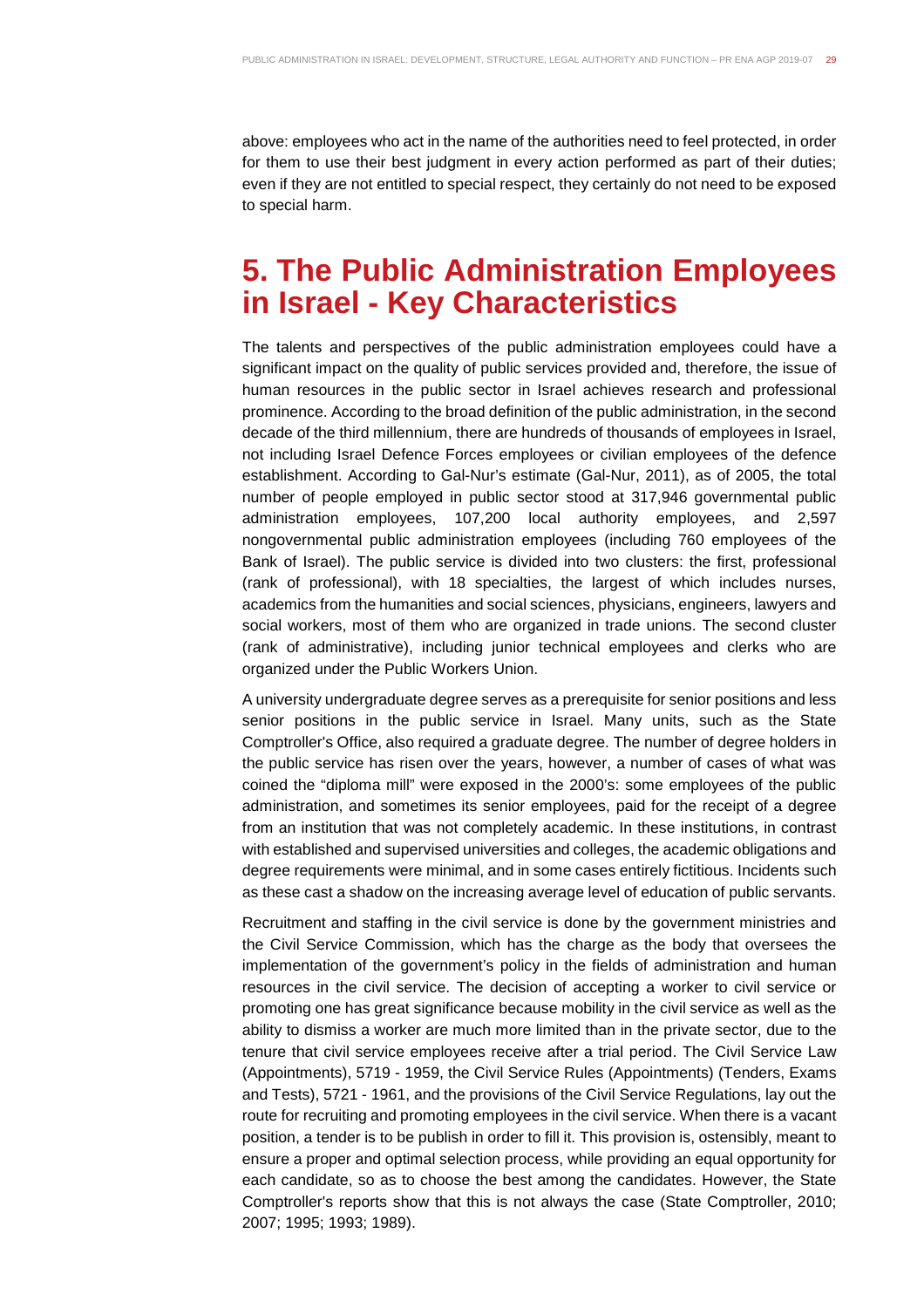above: employees who act in the name of the authorities need to feel protected, in order for them to use their best judgment in every action performed as part of their duties; even if they are not entitled to special respect, they certainly do not need to be exposed to special harm.

# 5. The Public Administration Employees in Israel - Key Characteristics

The talents and perspectives of the public administration employees could have a significant impact on the quality of public services provided and, therefore, the issue of human resources in the public sector in Israel achieves research and professional prominence. According to the broad definition of the public administration, in the second decade of the third millennium, there are hundreds of thousands of employees in Israel, not including Israel Defence Forces employees or civilian employees of the defence establishment. According to Gal-Nur's estimate (Gal-Nur, 2011), as of 2005, the total number of people employed in public sector stood at 317,946 governmental public administration employees, 107,200 local authority employees, and 2,597 nongovernmental public administration employees (including 760 employees of the Bank of Israel). The public service is divided into two clusters: the first, professional (rank of professional), with 18 specialties, the largest of which includes nurses, academics from the humanities and social sciences, physicians, engineers, lawyers and social workers, most of them who are organized in trade unions. The second cluster (rank of administrative), including junior technical employees and clerks who are organized under the Public Workers Union.

A university undergraduate degree serves as a prerequisite for senior positions and less senior positions in the public service in Israel. Many units, such as the State Comptroller's Office, also required a graduate degree. The number of degree holders in the public service has risen over the years, however, a number of cases of what was coined the "diploma mill" were exposed in the 2000's: some employees of the public administration, and sometimes its senior employees, paid for the receipt of a degree from an institution that was not completely academic. In these institutions, in contrast with established and supervised universities and colleges, the academic obligations and degree requirements were minimal, and in some cases entirely fictitious. Incidents such as these cast a shadow on the increasing average level of education of public servants.

Recruitment and staffing in the civil service is done by the government ministries and the Civil Service Commission, which has the charge as the body that oversees the implementation of the government's policy in the fields of administration and human resources in the civil service. The decision of accepting a worker to civil service or promoting one has great significance because mobility in the civil service as well as the ability to dismiss a worker are much more limited than in the private sector, due to the tenure that civil service employees receive after a trial period. The Civil Service Law (Appointments), 5719 - 1959, the Civil Service Rules (Appointments) (Tenders, Exams and Tests), 5721 - 1961, and the provisions of the Civil Service Regulations, lay out the route for recruiting and promoting employees in the civil service. When there is a vacant position, a tender is to be publish in order to fill it. This provision is, ostensibly, meant to ensure a proper and optimal selection process, while providing an equal opportunity for each candidate, so as to choose the best among the candidates. However, the State Comptroller's reports show that this is not always the case (State Comptroller, 2010; 2007; 1995; 1993; 1989).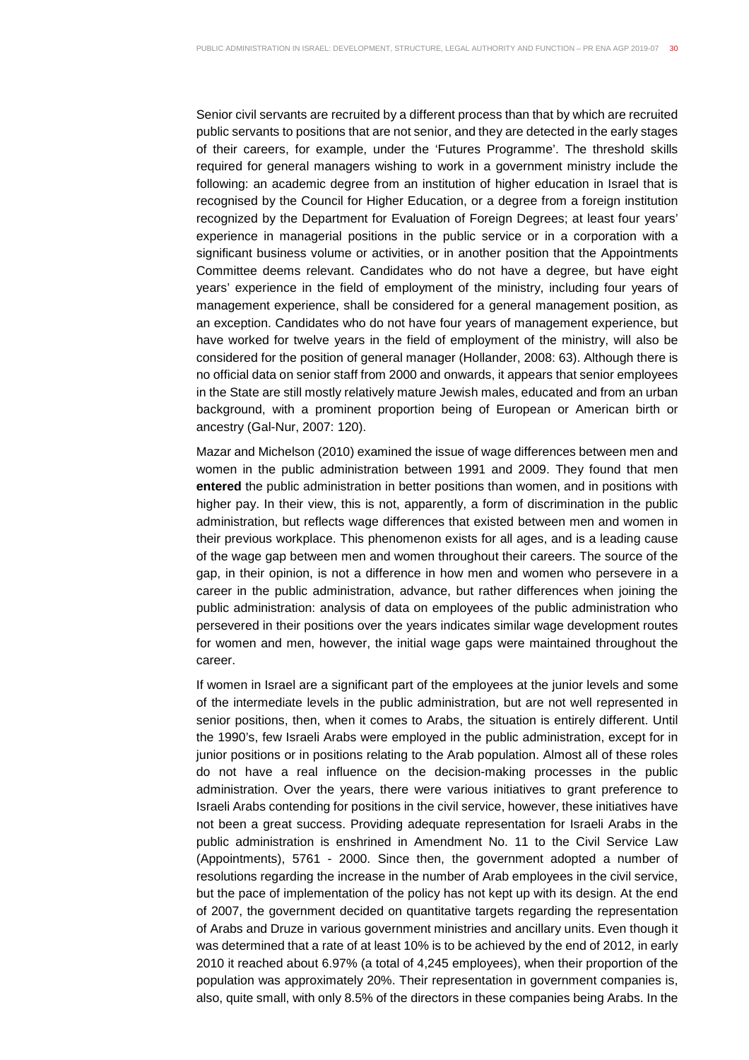Senior civil servants are recruited by a different process than that by which are recruited public servants to positions that are not senior, and they are detected in the early stages of their careers, for example, under the 'Futures Programme'. The threshold skills required for general managers wishing to work in a government ministry include the following: an academic degree from an institution of higher education in Israel that is recognised by the Council for Higher Education, or a degree from a foreign institution recognized by the Department for Evaluation of Foreign Degrees; at least four years' experience in managerial positions in the public service or in a corporation with a significant business volume or activities, or in another position that the Appointments Committee deems relevant. Candidates who do not have a degree, but have eight years' experience in the field of employment of the ministry, including four years of management experience, shall be considered for a general management position, as an exception. Candidates who do not have four years of management experience, but have worked for twelve years in the field of employment of the ministry, will also be considered for the position of general manager (Hollander, 2008: 63). Although there is no official data on senior staff from 2000 and onwards, it appears that senior employees in the State are still mostly relatively mature Jewish males, educated and from an urban background, with a prominent proportion being of European or American birth or ancestry (Gal-Nur, 2007: 120).

Mazar and Michelson (2010) examined the issue of wage differences between men and women in the public administration between 1991 and 2009. They found that men **entered** the public administration in better positions than women, and in positions with higher pay. In their view, this is not, apparently, a form of discrimination in the public administration, but reflects wage differences that existed between men and women in their previous workplace. This phenomenon exists for all ages, and is a leading cause of the wage gap between men and women throughout their careers. The source of the gap, in their opinion, is not a difference in how men and women who persevere in a career in the public administration, advance, but rather differences when joining the public administration: analysis of data on employees of the public administration who persevered in their positions over the years indicates similar wage development routes for women and men, however, the initial wage gaps were maintained throughout the career.

If women in Israel are a significant part of the employees at the junior levels and some of the intermediate levels in the public administration, but are not well represented in senior positions, then, when it comes to Arabs, the situation is entirely different. Until the 1990's, few Israeli Arabs were employed in the public administration, except for in junior positions or in positions relating to the Arab population. Almost all of these roles do not have a real influence on the decision-making processes in the public administration. Over the years, there were various initiatives to grant preference to Israeli Arabs contending for positions in the civil service, however, these initiatives have not been a great success. Providing adequate representation for Israeli Arabs in the public administration is enshrined in Amendment No. 11 to the Civil Service Law (Appointments), 5761 - 2000. Since then, the government adopted a number of resolutions regarding the increase in the number of Arab employees in the civil service, but the pace of implementation of the policy has not kept up with its design. At the end of 2007, the government decided on quantitative targets regarding the representation of Arabs and Druze in various government ministries and ancillary units. Even though it was determined that a rate of at least 10% is to be achieved by the end of 2012, in early 2010 it reached about 6.97% (a total of 4,245 employees), when their proportion of the population was approximately 20%. Their representation in government companies is, also, quite small, with only 8.5% of the directors in these companies being Arabs. In the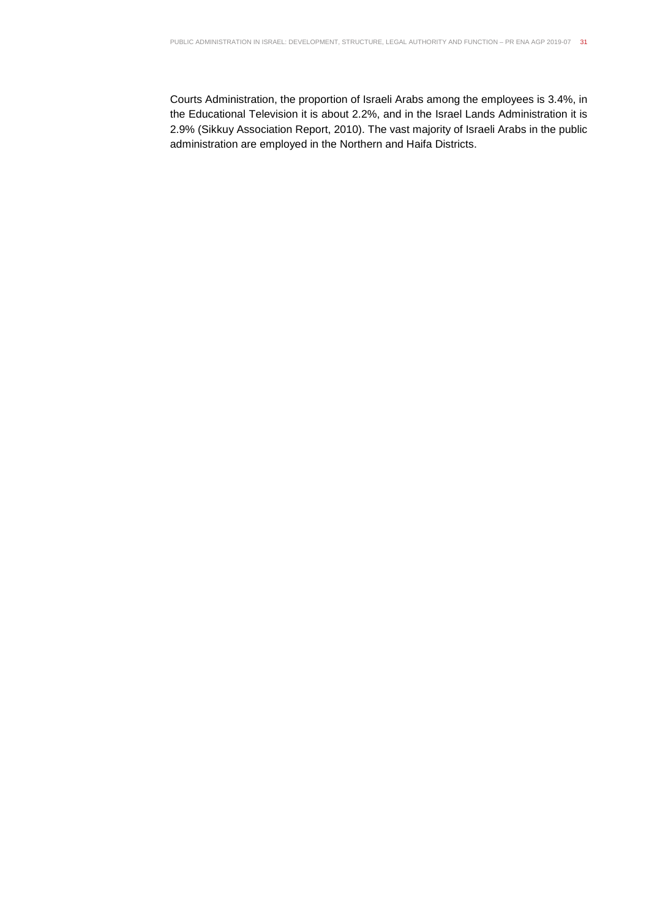Courts Administration, the proportion of Israeli Arabs among the employees is 3.4%, in the Educational Television it is about 2.2%, and in the Israel Lands Administration it is 2.9% (Sikkuy Association Report, 2010). The vast majority of Israeli Arabs in the public administration are employed in the Northern and Haifa Districts.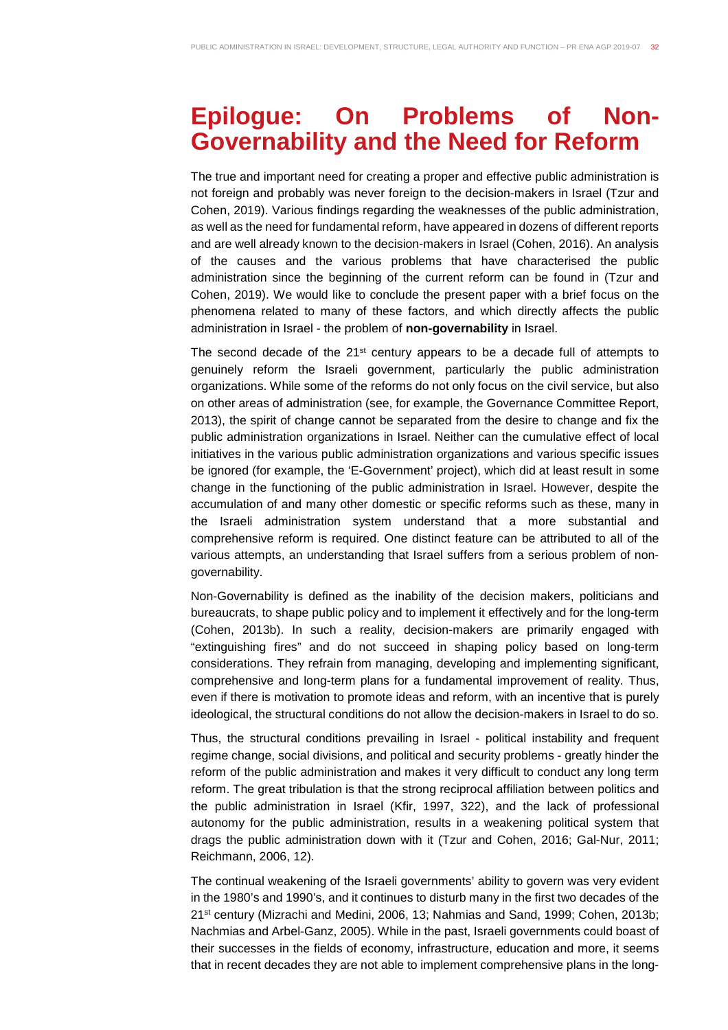# Epilogue: On Problems of Non-Governability and the Need for Reform

The true and important need for creating a proper and effective public administration is not foreign and probably was never foreign to the decision-makers in Israel (Tzur and Cohen, 2019). Various findings regarding the weaknesses of the public administration, as well as the need for fundamental reform, have appeared in dozens of different reports and are well already known to the decision-makers in Israel (Cohen, 2016). An analysis of the causes and the various problems that have characterised the public administration since the beginning of the current reform can be found in (Tzur and Cohen, 2019). We would like to conclude the present paper with a brief focus on the phenomena related to many of these factors, and which directly affects the public administration in Israel - the problem of **non-governability** in Israel.

The second decade of the 21st century appears to be a decade full of attempts to genuinely reform the Israeli government, particularly the public administration organizations. While some of the reforms do not only focus on the civil service, but also on other areas of administration (see, for example, the Governance Committee Report, 2013), the spirit of change cannot be separated from the desire to change and fix the public administration organizations in Israel. Neither can the cumulative effect of local initiatives in the various public administration organizations and various specific issues be ignored (for example, the 'E-Government' project), which did at least result in some change in the functioning of the public administration in Israel. However, despite the accumulation of and many other domestic or specific reforms such as these, many in the Israeli administration system understand that a more substantial and comprehensive reform is required. One distinct feature can be attributed to all of the various attempts, an understanding that Israel suffers from a serious problem of non-governability.

Non-Governability is defined as the inability of the decision makers, politicians and bureaucrats, to shape public policy and to implement it effectively and for the long-term (Cohen, 2013b). In such a reality, decision-makers are primarily engaged with "extinguishing fires" and do not succeed in shaping policy based on long-term considerations. They refrain from managing, developing and implementing significant, comprehensive and long-term plans for a fundamental improvement of reality. Thus, even if there is motivation to promote ideas and reform, with an incentive that is purely ideological, the structural conditions do not allow the decision-makers in Israel to do so.

Thus, the structural conditions prevailing in Israel - political instability and frequent regime change, social divisions, and political and security problems - greatly hinder the reform of the public administration and makes it very difficult to conduct any long term reform. The great tribulation is that the strong reciprocal affiliation between politics and the public administration in Israel (Kfir, 1997, 322), and the lack of professional autonomy for the public administration, results in a weakening political system that drags the public administration down with it (Tzur and Cohen, 2016; Gal-Nur, 2011; Reichmann, 2006, 12).

The continual weakening of the Israeli governments' ability to govern was very evident in the 1980's and 1990's, and it continues to disturb many in the first two decades of the 21st century (Mizrachi and Medini, 2006, 13; Nahmias and Sand, 1999; Cohen, 2013b; Nachmias and Arbel-Ganz, 2005). While in the past, Israeli governments could boast of their successes in the fields of economy, infrastructure, education and more, it seems that in recent decades they are not able to implement comprehensive plans in the long-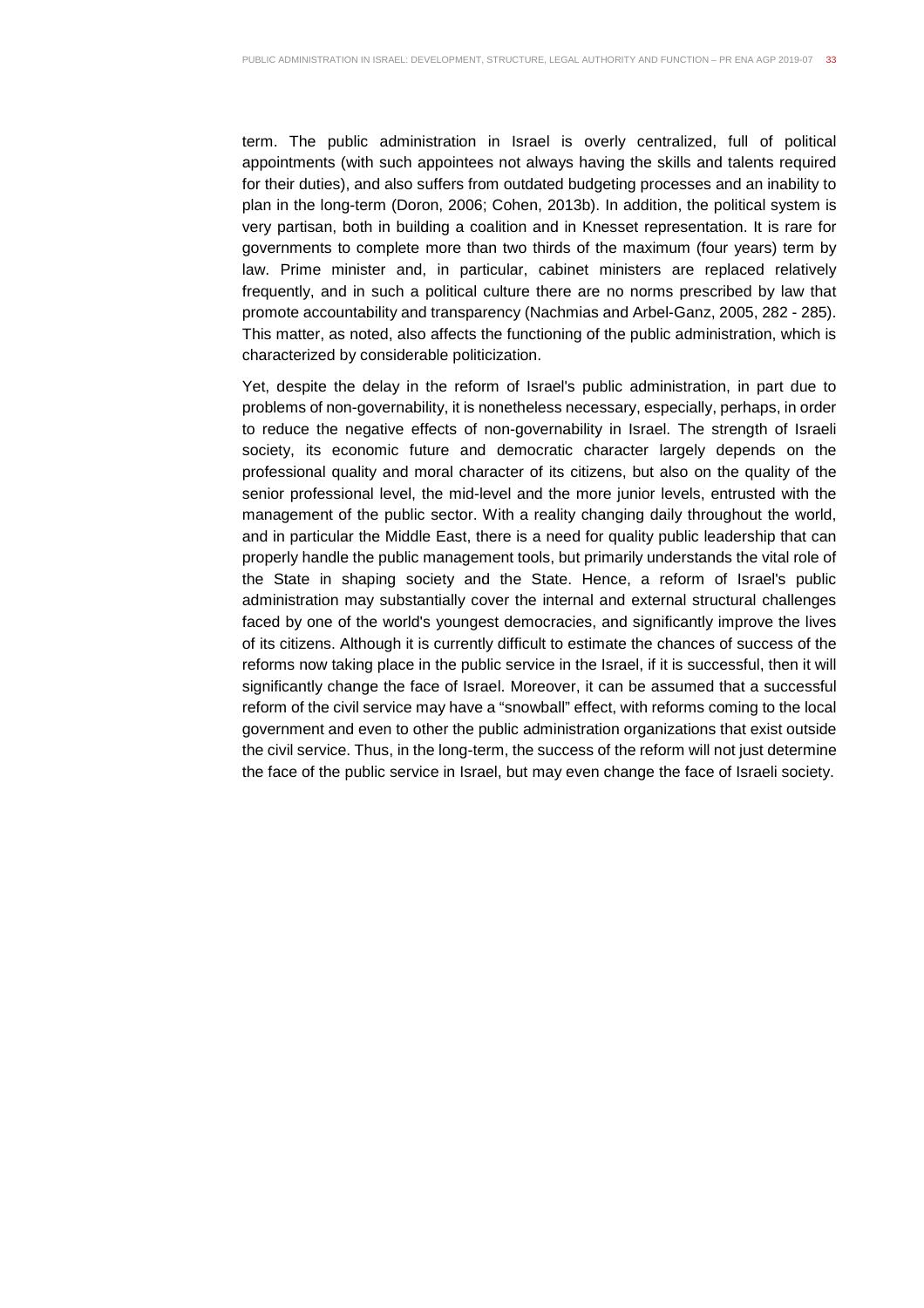term. The public administration in Israel is overly centralized, full of political appointments (with such appointees not always having the skills and talents required for their duties), and also suffers from outdated budgeting processes and an inability to plan in the long-term (Doron, 2006; Cohen, 2013b). In addition, the political system is very partisan, both in building a coalition and in Knesset representation. It is rare for governments to complete more than two thirds of the maximum (four years) term by law. Prime minister and, in particular, cabinet ministers are replaced relatively frequently, and in such a political culture there are no norms prescribed by law that promote accountability and transparency (Nachmias and Arbel-Ganz, 2005, 282 - 285). This matter, as noted, also affects the functioning of the public administration, which is characterized by considerable politicization.

Yet, despite the delay in the reform of Israel's public administration, in part due to problems of non-governability, it is nonetheless necessary, especially, perhaps, in order to reduce the negative effects of non-governability in Israel. The strength of Israeli society, its economic future and democratic character largely depends on the professional quality and moral character of its citizens, but also on the quality of the senior professional level, the mid-level and the more junior levels, entrusted with the management of the public sector. With a reality changing daily throughout the world, and in particular the Middle East, there is a need for quality public leadership that can properly handle the public management tools, but primarily understands the vital role of the State in shaping society and the State. Hence, a reform of Israel's public administration may substantially cover the internal and external structural challenges faced by one of the world's youngest democracies, and significantly improve the lives of its citizens. Although it is currently difficult to estimate the chances of success of the reforms now taking place in the public service in the Israel, if it is successful, then it will significantly change the face of Israel. Moreover, it can be assumed that a successful reform of the civil service may have a "snowball" effect, with reforms coming to the local government and even to other the public administration organizations that exist outside the civil service. Thus, in the long-term, the success of the reform will not just determine the face of the public service in Israel, but may even change the face of Israeli society.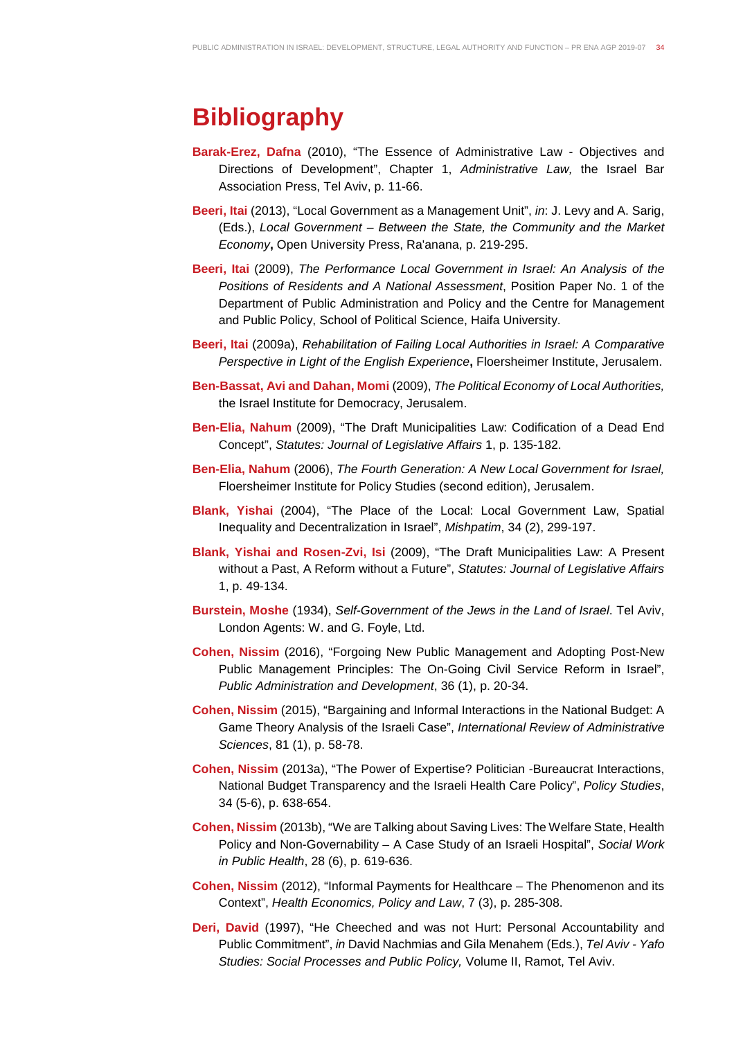# Bibliography

**Barak-Erez, Dafna** (2010), "The Essence of Administrative Law - Objectives and Directions of Development", Chapter 1, *Administrative Law,* the Israel Bar Association Press, Tel Aviv, p. 11-66.

**Beeri, Itai** (2013), "Local Government as a Management Unit", *in*: J. Levy and A. Sarig, (Eds.), *Local Government – Between the State, the Community and the Market Economy***,** Open University Press, Ra'anana, p. 219-295.

**Beeri, Itai** (2009), *The Performance Local Government in Israel: An Analysis of the Positions of Residents and A National Assessment*, Position Paper No. 1 of the Department of Public Administration and Policy and the Centre for Management and Public Policy, School of Political Science, Haifa University.

**Beeri, Itai** (2009a), *Rehabilitation of Failing Local Authorities in Israel: A Comparative Perspective in Light of the English Experience***,** Floersheimer Institute, Jerusalem.

**Ben-Bassat, Avi and Dahan, Momi** (2009), *The Political Economy of Local Authorities,* the Israel Institute for Democracy, Jerusalem.

**Ben-Elia, Nahum** (2009), "The Draft Municipalities Law: Codification of a Dead End Concept", *Statutes: Journal of Legislative Affairs* 1, p. 135-182.

**Ben-Elia, Nahum** (2006), *The Fourth Generation: A New Local Government for Israel,* Floersheimer Institute for Policy Studies (second edition), Jerusalem.

**Blank, Yishai** (2004), "The Place of the Local: Local Government Law, Spatial Inequality and Decentralization in Israel", *Mishpatim*, 34 (2), 299-197.

**Blank, Yishai and Rosen-Zvi, Isi** (2009), "The Draft Municipalities Law: A Present without a Past, A Reform without a Future", *Statutes: Journal of Legislative Affairs* 1, p. 49-134.

**Burstein, Moshe** (1934), *Self-Government of the Jews in the Land of Israel*. Tel Aviv, London Agents: W. and G. Foyle, Ltd.

**Cohen, Nissim** (2016), "Forgoing New Public Management and Adopting Post-New Public Management Principles: The On-Going Civil Service Reform in Israel", *Public Administration and Development*, 36 (1), p. 20-34.

**Cohen, Nissim** (2015), "Bargaining and Informal Interactions in the National Budget: A Game Theory Analysis of the Israeli Case", *International Review of Administrative Sciences*, 81 (1), p. 58-78.

**Cohen, Nissim** (2013a), "The Power of Expertise? Politician -Bureaucrat Interactions, National Budget Transparency and the Israeli Health Care Policy", *Policy Studies*, 34 (5-6), p. 638-654.

**Cohen, Nissim** (2013b), "We are Talking about Saving Lives: The Welfare State, Health Policy and Non-Governability – A Case Study of an Israeli Hospital", *Social Work in Public Health*, 28 (6), p. 619-636.

**Cohen, Nissim** (2012), "Informal Payments for Healthcare – The Phenomenon and its Context", *Health Economics, Policy and Law*, 7 (3), p. 285-308.

**Deri, David** (1997), "He Cheeched and was not Hurt: Personal Accountability and Public Commitment", *in* David Nachmias and Gila Menahem (Eds.), *Tel Aviv - Yafo Studies: Social Processes and Public Policy,* Volume II, Ramot, Tel Aviv.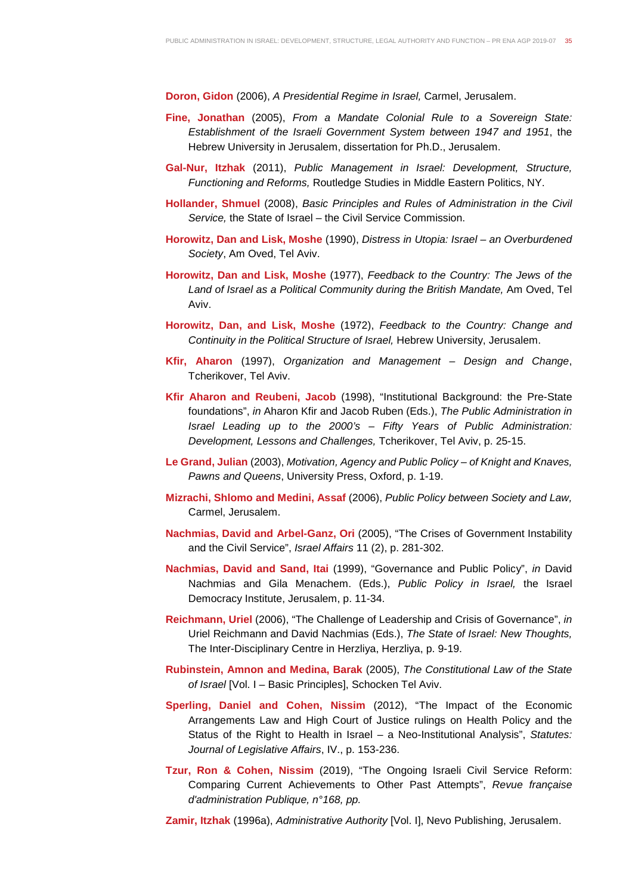**Doron, Gidon** (2006), *A Presidential Regime in Israel,* Carmel, Jerusalem.

**Fine, Jonathan** (2005), *From a Mandate Colonial Rule to a Sovereign State: Establishment of the Israeli Government System between 1947 and 1951*, the Hebrew University in Jerusalem, dissertation for Ph.D., Jerusalem.

**Gal-Nur, Itzhak** (2011), *Public Management in Israel: Development, Structure, Functioning and Reforms,* Routledge Studies in Middle Eastern Politics, NY.

**Hollander, Shmuel** (2008), *Basic Principles and Rules of Administration in the Civil Service,* the State of Israel – the Civil Service Commission.

**Horowitz, Dan and Lisk, Moshe** (1990), *Distress in Utopia: Israel – an Overburdened Society*, Am Oved, Tel Aviv.

**Horowitz, Dan and Lisk, Moshe** (1977), *Feedback to the Country: The Jews of the Land of Israel as a Political Community during the British Mandate,* Am Oved, Tel Aviv.

**Horowitz, Dan, and Lisk, Moshe** (1972), *Feedback to the Country: Change and Continuity in the Political Structure of Israel,* Hebrew University, Jerusalem.

**Kfir, Aharon** (1997), *Organization and Management – Design and Change*, Tcherikover, Tel Aviv.

**Kfir Aharon and Reubeni, Jacob** (1998), "Institutional Background: the Pre-State foundations", *in* Aharon Kfir and Jacob Ruben (Eds.), *The Public Administration in Israel Leading up to the 2000's – Fifty Years of Public Administration: Development, Lessons and Challenges,* Tcherikover, Tel Aviv, p. 25-15.

**Le Grand, Julian** (2003), *Motivation, Agency and Public Policy – of Knight and Knaves, Pawns and Queens*, University Press, Oxford, p. 1-19.

**Mizrachi, Shlomo and Medini, Assaf** (2006), *Public Policy between Society and Law,* Carmel, Jerusalem.

**Nachmias, David and Arbel-Ganz, Ori** (2005), "The Crises of Government Instability and the Civil Service", *Israel Affairs* 11 (2), p. 281-302.

**Nachmias, David and Sand, Itai** (1999), "Governance and Public Policy", *in* David Nachmias and Gila Menachem. (Eds.), *Public Policy in Israel,* the Israel Democracy Institute, Jerusalem, p. 11-34.

**Reichmann, Uriel** (2006), "The Challenge of Leadership and Crisis of Governance", *in* Uriel Reichmann and David Nachmias (Eds.), *The State of Israel: New Thoughts,* The Inter-Disciplinary Centre in Herzliya, Herzliya, p. 9-19.

**Rubinstein, Amnon and Medina, Barak** (2005), *The Constitutional Law of the State of Israel* [Vol. I – Basic Principles], Schocken Tel Aviv.

**Sperling, Daniel and Cohen, Nissim** (2012), "The Impact of the Economic Arrangements Law and High Court of Justice rulings on Health Policy and the Status of the Right to Health in Israel – a Neo-Institutional Analysis", *Statutes: Journal of Legislative Affairs*, IV., p. 153-236.

**Tzur, Ron & Cohen, Nissim** (2019), "The Ongoing Israeli Civil Service Reform: Comparing Current Achievements to Other Past Attempts", *Revue française d'administration Publique, n°168, pp.*

**Zamir, Itzhak** (1996a), *Administrative Authority* [Vol. I], Nevo Publishing, Jerusalem.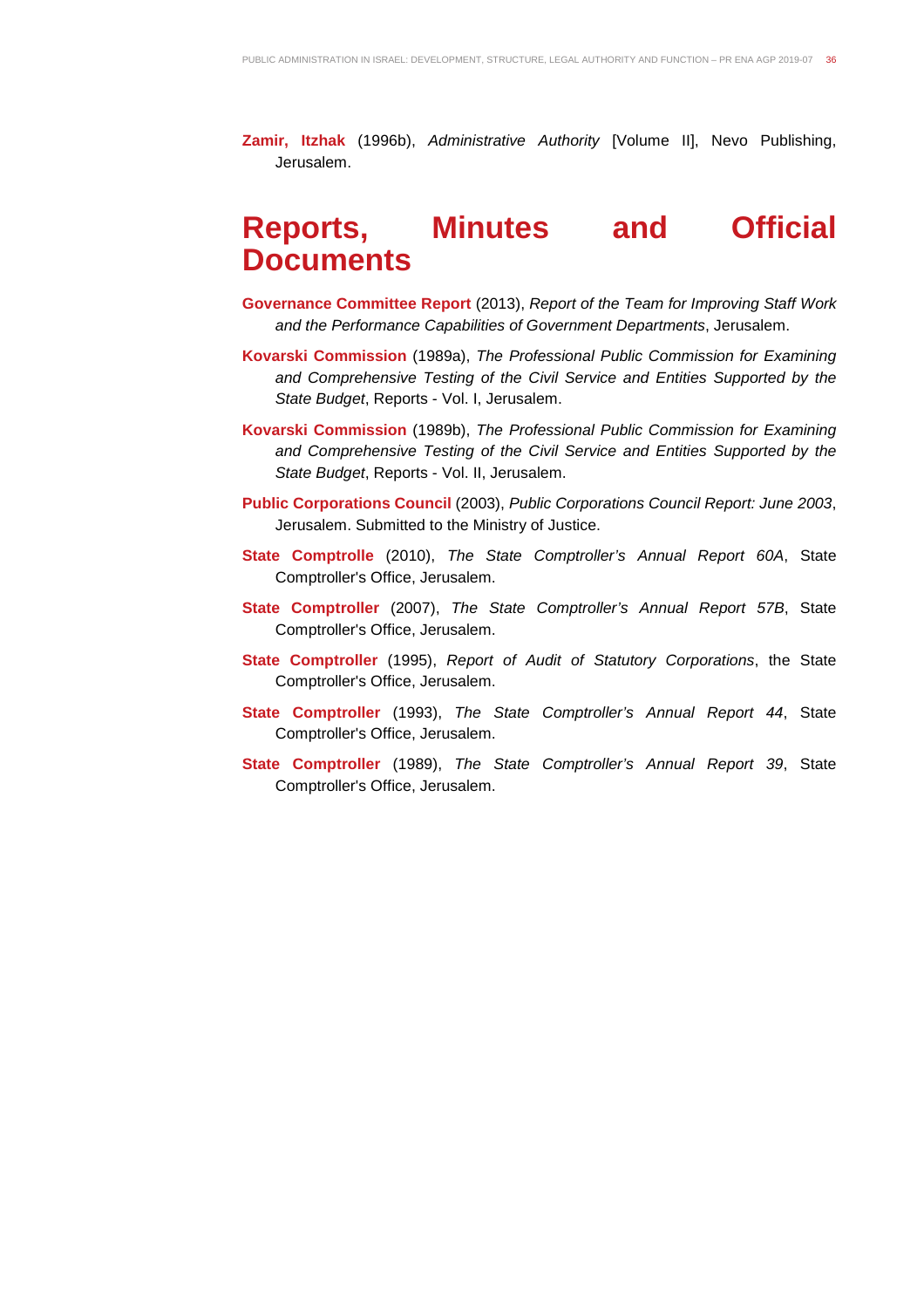**Zamir, Itzhak** (1996b), *Administrative Authority* [Volume II], Nevo Publishing, Jerusalem.

# Reports, Minutes and Official Documents

**Governance Committee Report** (2013), *Report of the Team for Improving Staff Work and the Performance Capabilities of Government Departments*, Jerusalem.

**Kovarski Commission** (1989a), *The Professional Public Commission for Examining and Comprehensive Testing of the Civil Service and Entities Supported by the State Budget*, Reports - Vol. I, Jerusalem.

**Kovarski Commission** (1989b), *The Professional Public Commission for Examining and Comprehensive Testing of the Civil Service and Entities Supported by the State Budget*, Reports - Vol. II, Jerusalem.

**Public Corporations Council** (2003), *Public Corporations Council Report: June 2003*, Jerusalem. Submitted to the Ministry of Justice.

**State Comptrolle** (2010), *The State Comptroller's Annual Report 60A*, State Comptroller's Office, Jerusalem.

**State Comptroller** (2007), *The State Comptroller's Annual Report 57B*, State Comptroller's Office, Jerusalem.

**State Comptroller** (1995), *Report of Audit of Statutory Corporations*, the State Comptroller's Office, Jerusalem.

**State Comptroller** (1993), *The State Comptroller's Annual Report 44*, State Comptroller's Office, Jerusalem.

**State Comptroller** (1989), *The State Comptroller's Annual Report 39*, State Comptroller's Office, Jerusalem.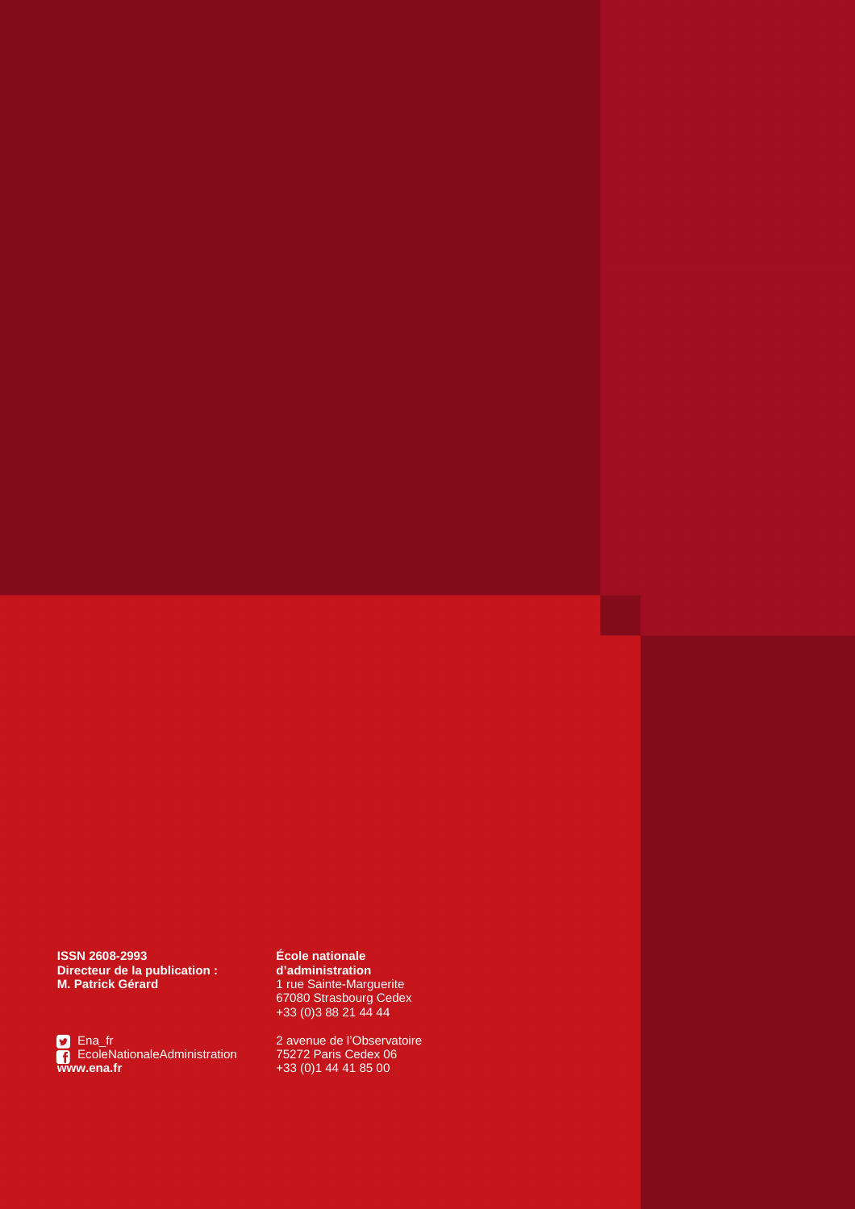**ISSN 2608-2993**
**Directeur de la publication :**
**M. Patrick Gérard**

Ena_fr
EcoleNationaleAdministration
**www.ena.fr**

**École nationale**
**d'administration**
1 rue Sainte-Marguerite
67080 Strasbourg Cedex
+33 (0)3 88 21 44 44

2 avenue de l'Observatoire
75272 Paris Cedex 06
+33 (0)1 44 41 85 00